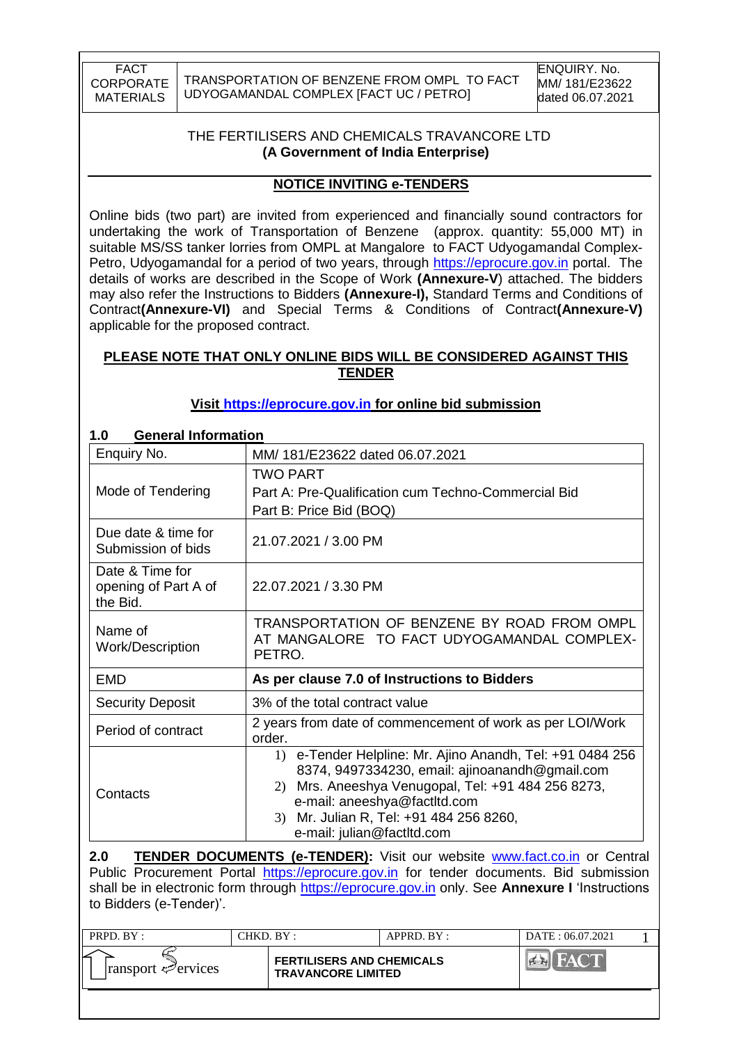| FACT CORPORATE MATERIALS | TRANSPORTATION OF BENZENE FROM OMPL TO FACT UDYOGAMANDAL COMPLEX [FACT UC / PETRO] | ENQUIRY. No. MM/ 181/E23622 dated 06.07.2021 |
|---|---|---|

THE FERTILISERS AND CHEMICALS TRAVANCORE LTD
**(A Government of India Enterprise)**

## NOTICE INVITING e-TENDERS

Online bids (two part) are invited from experienced and financially sound contractors for undertaking the work of Transportation of Benzene (approx. quantity: 55,000 MT) in suitable MS/SS tanker lorries from OMPL at Mangalore to FACT Udyogamandal Complex-Petro, Udyogamandal for a period of two years, through https://eprocure.gov.in portal. The details of works are described in the Scope of Work **(Annexure-V)** attached. The bidders may also refer the Instructions to Bidders **(Annexure-I),** Standard Terms and Conditions of Contract**(Annexure-VI)** and Special Terms & Conditions of Contract**(Annexure-V)** applicable for the proposed contract.

**PLEASE NOTE THAT ONLY ONLINE BIDS WILL BE CONSIDERED AGAINST THIS TENDER**

**Visit https://eprocure.gov.in for online bid submission**

### 1.0 General Information

| Enquiry No. | MM/ 181/E23622 dated 06.07.2021 |
|---|---|
| Mode of Tendering | TWO PART<br>Part A: Pre-Qualification cum Techno-Commercial Bid<br>Part B: Price Bid (BOQ) |
| Due date & time for Submission of bids | 21.07.2021 / 3.00 PM |
| Date & Time for opening of Part A of the Bid. | 22.07.2021 / 3.30 PM |
| Name of Work/Description | TRANSPORTATION OF BENZENE BY ROAD FROM OMPL AT MANGALORE TO FACT UDYOGAMANDAL COMPLEX-PETRO. |
| EMD | **As per clause 7.0 of Instructions to Bidders** |
| Security Deposit | 3% of the total contract value |
| Period of contract | 2 years from date of commencement of work as per LOI/Work order. |
| Contacts | 1) e-Tender Helpline: Mr. Ajino Anandh, Tel: +91 0484 256 8374, 9497334230, email: ajinoanandh@gmail.com<br>2) Mrs. Aneeshya Venugopal, Tel: +91 484 256 8273, e-mail: aneeshya@factltd.com<br>3) Mr. Julian R, Tel: +91 484 256 8260, e-mail: julian@factltd.com |

**2.0 TENDER DOCUMENTS (e-TENDER):** Visit our website www.fact.co.in or Central Public Procurement Portal https://eprocure.gov.in for tender documents. Bid submission shall be in electronic form through https://eprocure.gov.in only. See **Annexure I** 'Instructions to Bidders (e-Tender)'.

| PRPD. BY : | CHKD. BY : | APPRD. BY : | DATE : 06.07.2021 |
|---|---|---|---|
| Transport Services | FERTILISERS AND CHEMICALS TRAVANCORE LIMITED | | FACT |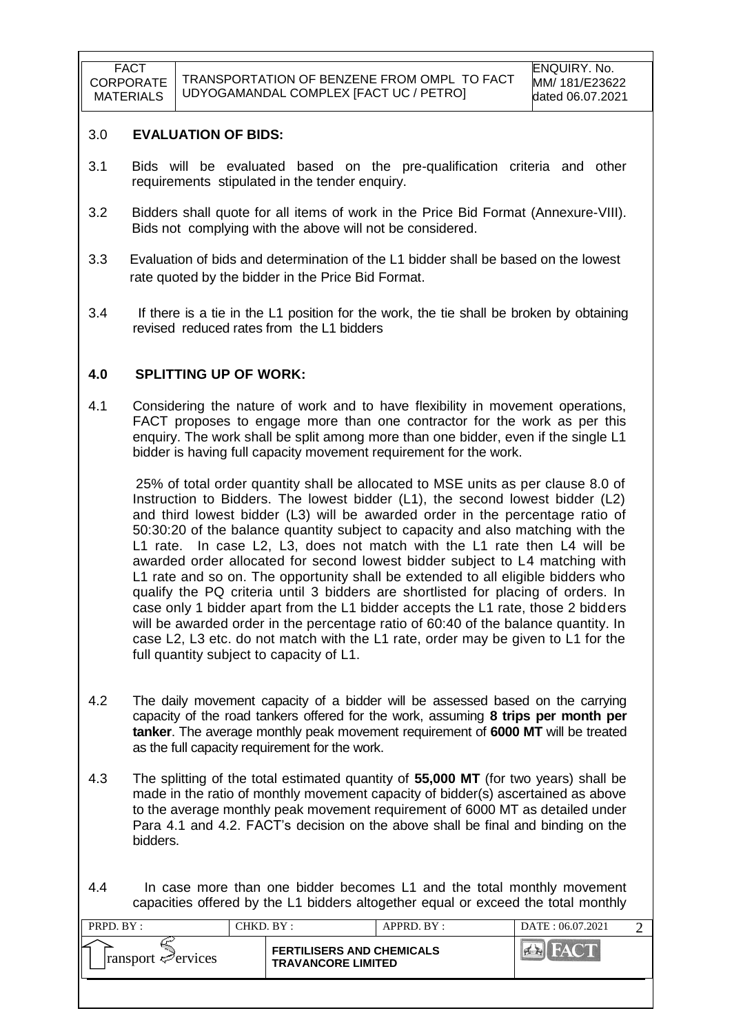## 3.0 EVALUATION OF BIDS:

3.1 Bids will be evaluated based on the pre-qualification criteria and other requirements stipulated in the tender enquiry.

3.2 Bidders shall quote for all items of work in the Price Bid Format (Annexure-VIII). Bids not complying with the above will not be considered.

3.3 Evaluation of bids and determination of the L1 bidder shall be based on the lowest rate quoted by the bidder in the Price Bid Format.

3.4 If there is a tie in the L1 position for the work, the tie shall be broken by obtaining revised reduced rates from the L1 bidders

## 4.0 SPLITTING UP OF WORK:

4.1 Considering the nature of work and to have flexibility in movement operations, FACT proposes to engage more than one contractor for the work as per this enquiry. The work shall be split among more than one bidder, even if the single L1 bidder is having full capacity movement requirement for the work.

25% of total order quantity shall be allocated to MSE units as per clause 8.0 of Instruction to Bidders. The lowest bidder (L1), the second lowest bidder (L2) and third lowest bidder (L3) will be awarded order in the percentage ratio of 50:30:20 of the balance quantity subject to capacity and also matching with the L1 rate. In case L2, L3, does not match with the L1 rate then L4 will be awarded order allocated for second lowest bidder subject to L4 matching with L1 rate and so on. The opportunity shall be extended to all eligible bidders who qualify the PQ criteria until 3 bidders are shortlisted for placing of orders. In case only 1 bidder apart from the L1 bidder accepts the L1 rate, those 2 bidders will be awarded order in the percentage ratio of 60:40 of the balance quantity. In case L2, L3 etc. do not match with the L1 rate, order may be given to L1 for the full quantity subject to capacity of L1.

4.2 The daily movement capacity of a bidder will be assessed based on the carrying capacity of the road tankers offered for the work, assuming **8 trips per month per tanker**. The average monthly peak movement requirement of **6000 MT** will be treated as the full capacity requirement for the work.

4.3 The splitting of the total estimated quantity of **55,000 MT** (for two years) shall be made in the ratio of monthly movement capacity of bidder(s) ascertained as above to the average monthly peak movement requirement of 6000 MT as detailed under Para 4.1 and 4.2. FACT's decision on the above shall be final and binding on the bidders.

4.4 In case more than one bidder becomes L1 and the total monthly movement capacities offered by the L1 bidders altogether equal or exceed the total monthly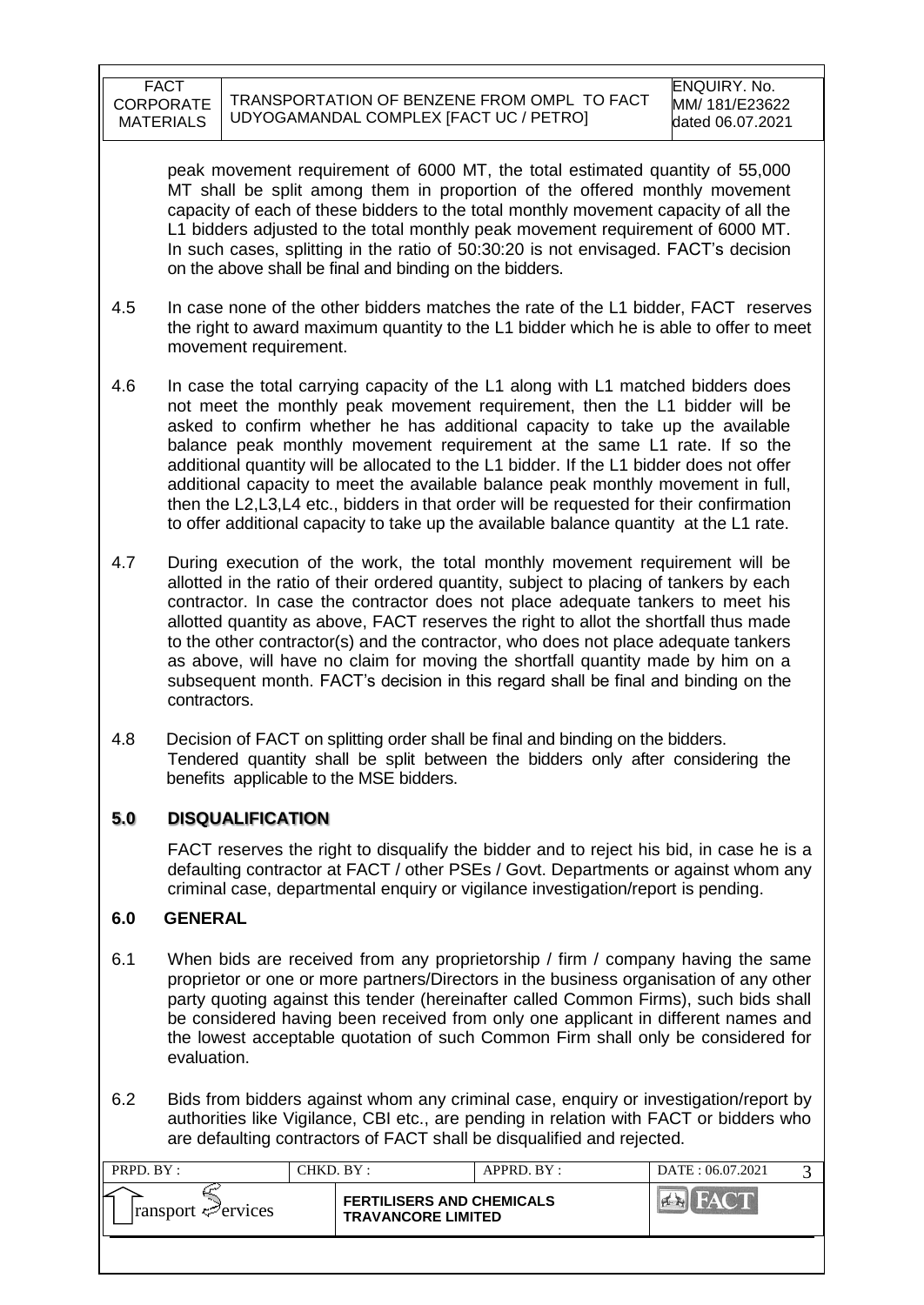peak movement requirement of 6000 MT, the total estimated quantity of 55,000 MT shall be split among them in proportion of the offered monthly movement capacity of each of these bidders to the total monthly movement capacity of all the L1 bidders adjusted to the total monthly peak movement requirement of 6000 MT. In such cases, splitting in the ratio of 50:30:20 is not envisaged. FACT's decision on the above shall be final and binding on the bidders.

4.5 In case none of the other bidders matches the rate of the L1 bidder, FACT reserves the right to award maximum quantity to the L1 bidder which he is able to offer to meet movement requirement.

4.6 In case the total carrying capacity of the L1 along with L1 matched bidders does not meet the monthly peak movement requirement, then the L1 bidder will be asked to confirm whether he has additional capacity to take up the available balance peak monthly movement requirement at the same L1 rate. If so the additional quantity will be allocated to the L1 bidder. If the L1 bidder does not offer additional capacity to meet the available balance peak monthly movement in full, then the L2,L3,L4 etc., bidders in that order will be requested for their confirmation to offer additional capacity to take up the available balance quantity at the L1 rate.

4.7 During execution of the work, the total monthly movement requirement will be allotted in the ratio of their ordered quantity, subject to placing of tankers by each contractor. In case the contractor does not place adequate tankers to meet his allotted quantity as above, FACT reserves the right to allot the shortfall thus made to the other contractor(s) and the contractor, who does not place adequate tankers as above, will have no claim for moving the shortfall quantity made by him on a subsequent month. FACT's decision in this regard shall be final and binding on the contractors.

4.8 Decision of FACT on splitting order shall be final and binding on the bidders. Tendered quantity shall be split between the bidders only after considering the benefits applicable to the MSE bidders.

## 5.0 DISQUALIFICATION

FACT reserves the right to disqualify the bidder and to reject his bid, in case he is a defaulting contractor at FACT / other PSEs / Govt. Departments or against whom any criminal case, departmental enquiry or vigilance investigation/report is pending.

## 6.0 GENERAL

6.1 When bids are received from any proprietorship / firm / company having the same proprietor or one or more partners/Directors in the business organisation of any other party quoting against this tender (hereinafter called Common Firms), such bids shall be considered having been received from only one applicant in different names and the lowest acceptable quotation of such Common Firm shall only be considered for evaluation.

6.2 Bids from bidders against whom any criminal case, enquiry or investigation/report by authorities like Vigilance, CBI etc., are pending in relation with FACT or bidders who are defaulting contractors of FACT shall be disqualified and rejected.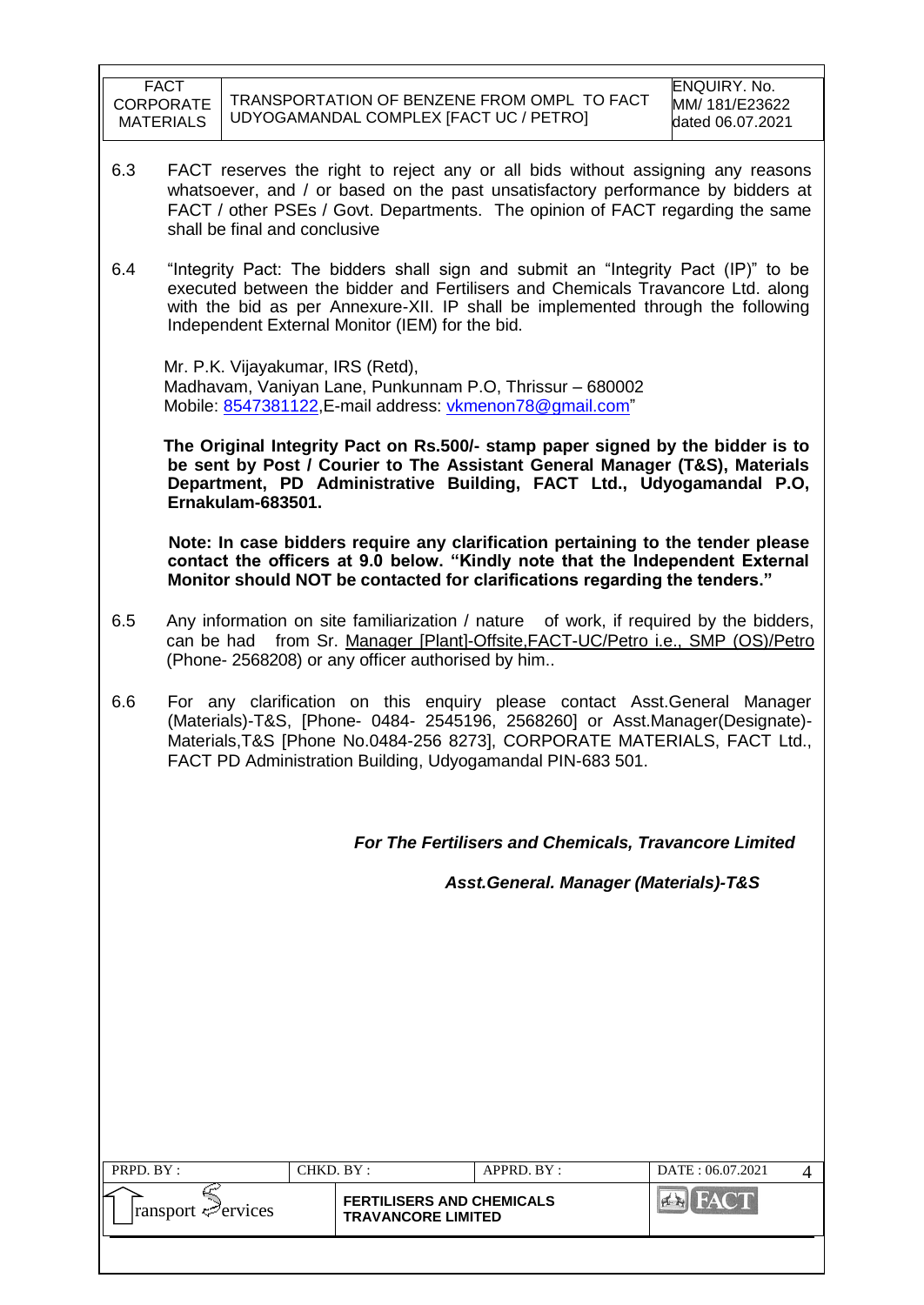6.3 FACT reserves the right to reject any or all bids without assigning any reasons whatsoever, and / or based on the past unsatisfactory performance by bidders at FACT / other PSEs / Govt. Departments. The opinion of FACT regarding the same shall be final and conclusive

6.4 "Integrity Pact: The bidders shall sign and submit an "Integrity Pact (IP)" to be executed between the bidder and Fertilisers and Chemicals Travancore Ltd. along with the bid as per Annexure-XII. IP shall be implemented through the following Independent External Monitor (IEM) for the bid.

Mr. P.K. Vijayakumar, IRS (Retd),
Madhavam, Vaniyan Lane, Punkunnam P.O, Thrissur – 680002
Mobile: 8547381122, E-mail address: vkmenon78@gmail.com"

**The Original Integrity Pact on Rs.500/- stamp paper signed by the bidder is to be sent by Post / Courier to The Assistant General Manager (T&S), Materials Department, PD Administrative Building, FACT Ltd., Udyogamandal P.O, Ernakulam-683501.**

**Note: In case bidders require any clarification pertaining to the tender please contact the officers at 9.0 below. "Kindly note that the Independent External Monitor should NOT be contacted for clarifications regarding the tenders."**

6.5 Any information on site familiarization / nature of work, if required by the bidders, can be had from Sr. Manager [Plant]-Offsite,FACT-UC/Petro i.e., SMP (OS)/Petro (Phone- 2568208) or any officer authorised by him..

6.6 For any clarification on this enquiry please contact Asst.General Manager (Materials)-T&S, [Phone- 0484- 2545196, 2568260] or Asst.Manager(Designate)-Materials,T&S [Phone No.0484-256 8273], CORPORATE MATERIALS, FACT Ltd., FACT PD Administration Building, Udyogamandal PIN-683 501.

***For The Fertilisers and Chemicals, Travancore Limited***

***Asst.General. Manager (Materials)-T&S***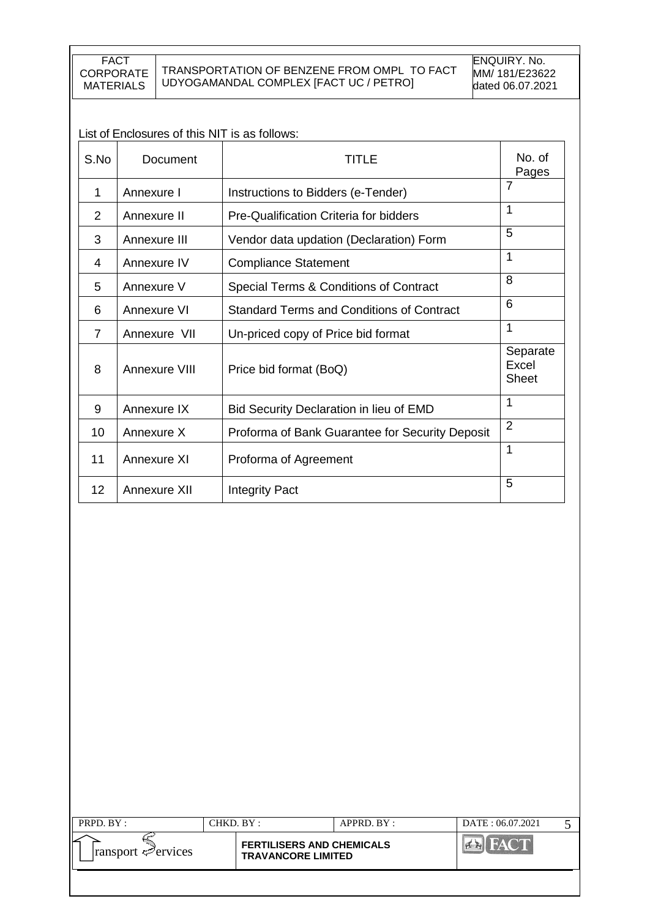List of Enclosures of this NIT is as follows:

| S.No | Document | TITLE | No. of Pages |
|---|---|---|---|
| 1 | Annexure I | Instructions to Bidders (e-Tender) | 7 |
| 2 | Annexure II | Pre-Qualification Criteria for bidders | 1 |
| 3 | Annexure III | Vendor data updation (Declaration) Form | 5 |
| 4 | Annexure IV | Compliance Statement | 1 |
| 5 | Annexure V | Special Terms & Conditions of Contract | 8 |
| 6 | Annexure VI | Standard Terms and Conditions of Contract | 6 |
| 7 | Annexure VII | Un-priced copy of Price bid format | 1 |
| 8 | Annexure VIII | Price bid format (BoQ) | Separate Excel Sheet |
| 9 | Annexure IX | Bid Security Declaration in lieu of EMD | 1 |
| 10 | Annexure X | Proforma of Bank Guarantee for Security Deposit | 2 |
| 11 | Annexure XI | Proforma of Agreement | 1 |
| 12 | Annexure XII | Integrity Pact | 5 |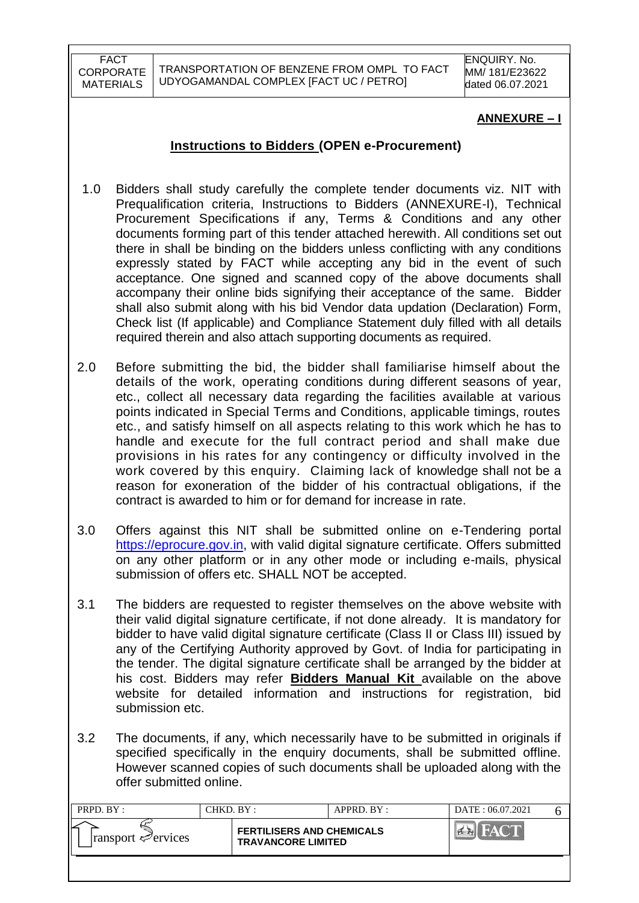**ANNEXURE – I**

## Instructions to Bidders (OPEN e-Procurement)

1.0 Bidders shall study carefully the complete tender documents viz. NIT with Prequalification criteria, Instructions to Bidders (ANNEXURE-I), Technical Procurement Specifications if any, Terms & Conditions and any other documents forming part of this tender attached herewith. All conditions set out there in shall be binding on the bidders unless conflicting with any conditions expressly stated by FACT while accepting any bid in the event of such acceptance. One signed and scanned copy of the above documents shall accompany their online bids signifying their acceptance of the same. Bidder shall also submit along with his bid Vendor data updation (Declaration) Form, Check list (If applicable) and Compliance Statement duly filled with all details required therein and also attach supporting documents as required.

2.0 Before submitting the bid, the bidder shall familiarise himself about the details of the work, operating conditions during different seasons of year, etc., collect all necessary data regarding the facilities available at various points indicated in Special Terms and Conditions, applicable timings, routes etc., and satisfy himself on all aspects relating to this work which he has to handle and execute for the full contract period and shall make due provisions in his rates for any contingency or difficulty involved in the work covered by this enquiry. Claiming lack of knowledge shall not be a reason for exoneration of the bidder of his contractual obligations, if the contract is awarded to him or for demand for increase in rate.

3.0 Offers against this NIT shall be submitted online on e-Tendering portal https://eprocure.gov.in, with valid digital signature certificate. Offers submitted on any other platform or in any other mode or including e-mails, physical submission of offers etc. SHALL NOT be accepted.

3.1 The bidders are requested to register themselves on the above website with their valid digital signature certificate, if not done already. It is mandatory for bidder to have valid digital signature certificate (Class II or Class III) issued by any of the Certifying Authority approved by Govt. of India for participating in the tender. The digital signature certificate shall be arranged by the bidder at his cost. Bidders may refer **Bidders Manual Kit** available on the above website for detailed information and instructions for registration, bid submission etc.

3.2 The documents, if any, which necessarily have to be submitted in originals if specified specifically in the enquiry documents, shall be submitted offline. However scanned copies of such documents shall be uploaded along with the offer submitted online.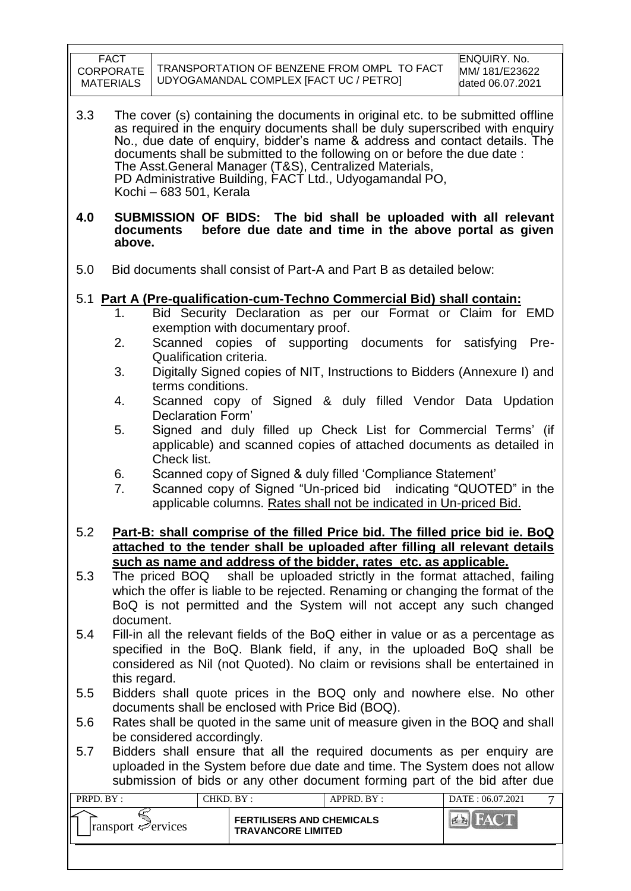3.3 The cover (s) containing the documents in original etc. to be submitted offline as required in the enquiry documents shall be duly superscribed with enquiry No., due date of enquiry, bidder's name & address and contact details. The documents shall be submitted to the following on or before the due date :
The Asst.General Manager (T&S), Centralized Materials,
PD Administrative Building, FACT Ltd., Udyogamandal PO,
Kochi – 683 501, Kerala

**4.0 SUBMISSION OF BIDS: The bid shall be uploaded with all relevant documents before due date and time in the above portal as given above.**

5.0 Bid documents shall consist of Part-A and Part B as detailed below:

5.1 **Part A (Pre-qualification-cum-Techno Commercial Bid) shall contain:**

1. Bid Security Declaration as per our Format or Claim for EMD exemption with documentary proof.
2. Scanned copies of supporting documents for satisfying Pre-Qualification criteria.
3. Digitally Signed copies of NIT, Instructions to Bidders (Annexure I) and terms conditions.
4. Scanned copy of Signed & duly filled Vendor Data Updation Declaration Form'
5. Signed and duly filled up Check List for Commercial Terms' (if applicable) and scanned copies of attached documents as detailed in Check list.
6. Scanned copy of Signed & duly filled 'Compliance Statement'
7. Scanned copy of Signed "Un-priced bid indicating "QUOTED" in the applicable columns. Rates shall not be indicated in Un-priced Bid.

5.2 **Part-B: shall comprise of the filled Price bid. The filled price bid ie. BoQ attached to the tender shall be uploaded after filling all relevant details such as name and address of the bidder, rates etc. as applicable.**

5.3 The priced BOQ shall be uploaded strictly in the format attached, failing which the offer is liable to be rejected. Renaming or changing the format of the BoQ is not permitted and the System will not accept any such changed document.

5.4 Fill-in all the relevant fields of the BoQ either in value or as a percentage as specified in the BoQ. Blank field, if any, in the uploaded BoQ shall be considered as Nil (not Quoted). No claim or revisions shall be entertained in this regard.

5.5 Bidders shall quote prices in the BOQ only and nowhere else. No other documents shall be enclosed with Price Bid (BOQ).

5.6 Rates shall be quoted in the same unit of measure given in the BOQ and shall be considered accordingly.

5.7 Bidders shall ensure that all the required documents as per enquiry are uploaded in the System before due date and time. The System does not allow submission of bids or any other document forming part of the bid after due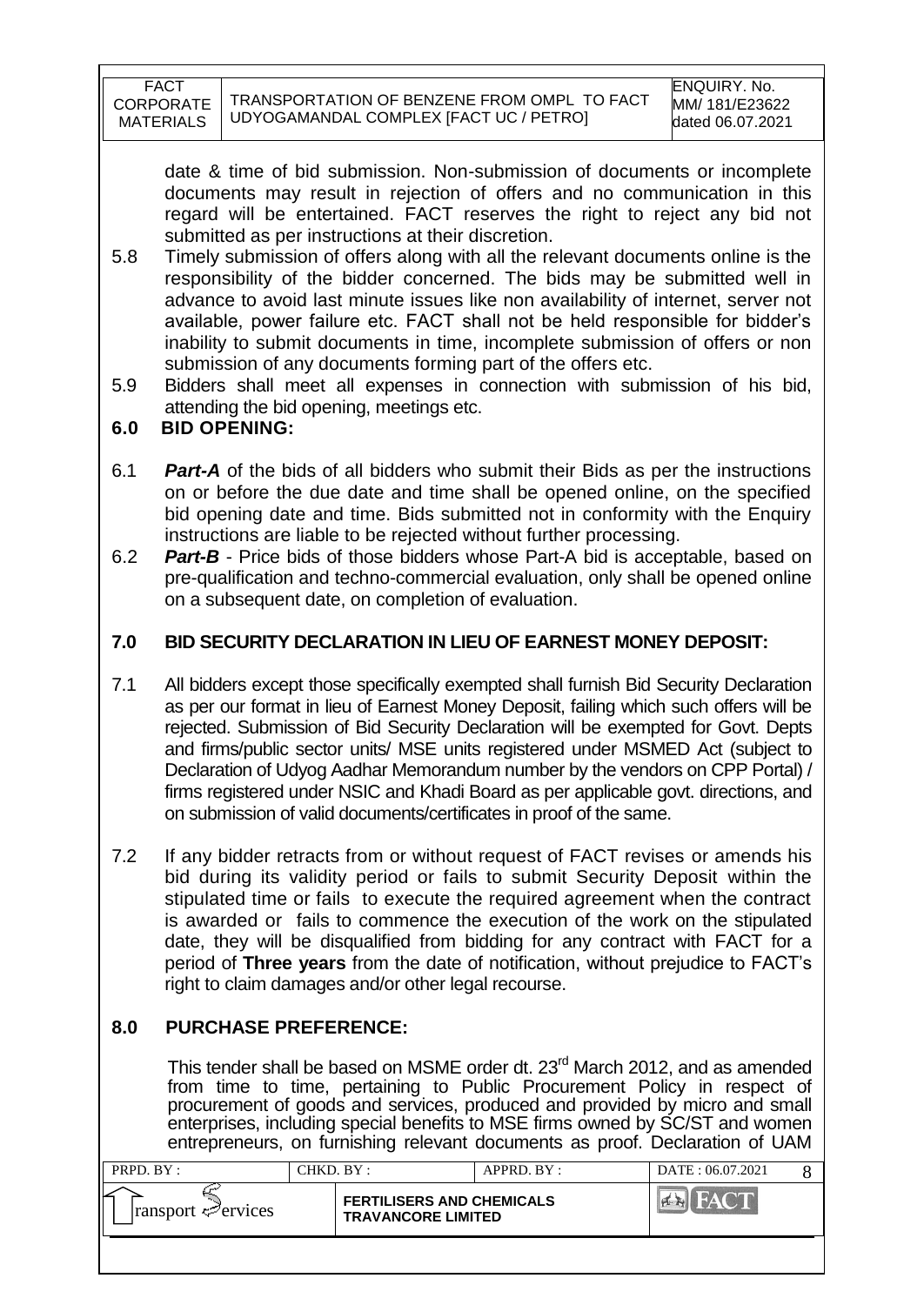date & time of bid submission. Non-submission of documents or incomplete documents may result in rejection of offers and no communication in this regard will be entertained. FACT reserves the right to reject any bid not submitted as per instructions at their discretion.

5.8 Timely submission of offers along with all the relevant documents online is the responsibility of the bidder concerned. The bids may be submitted well in advance to avoid last minute issues like non availability of internet, server not available, power failure etc. FACT shall not be held responsible for bidder's inability to submit documents in time, incomplete submission of offers or non submission of any documents forming part of the offers etc.

5.9 Bidders shall meet all expenses in connection with submission of his bid, attending the bid opening, meetings etc.

## 6.0 BID OPENING:

6.1 ***Part-A*** of the bids of all bidders who submit their Bids as per the instructions on or before the due date and time shall be opened online, on the specified bid opening date and time. Bids submitted not in conformity with the Enquiry instructions are liable to be rejected without further processing.

6.2 ***Part-B*** - Price bids of those bidders whose Part-A bid is acceptable, based on pre-qualification and techno-commercial evaluation, only shall be opened online on a subsequent date, on completion of evaluation.

## 7.0 BID SECURITY DECLARATION IN LIEU OF EARNEST MONEY DEPOSIT:

7.1 All bidders except those specifically exempted shall furnish Bid Security Declaration as per our format in lieu of Earnest Money Deposit, failing which such offers will be rejected. Submission of Bid Security Declaration will be exempted for Govt. Depts and firms/public sector units/ MSE units registered under MSMED Act (subject to Declaration of Udyog Aadhar Memorandum number by the vendors on CPP Portal) / firms registered under NSIC and Khadi Board as per applicable govt. directions, and on submission of valid documents/certificates in proof of the same.

7.2 If any bidder retracts from or without request of FACT revises or amends his bid during its validity period or fails to submit Security Deposit within the stipulated time or fails to execute the required agreement when the contract is awarded or fails to commence the execution of the work on the stipulated date, they will be disqualified from bidding for any contract with FACT for a period of **Three years** from the date of notification, without prejudice to FACT's right to claim damages and/or other legal recourse.

## 8.0 PURCHASE PREFERENCE:

This tender shall be based on MSME order dt. 23rd March 2012, and as amended from time to time, pertaining to Public Procurement Policy in respect of procurement of goods and services, produced and provided by micro and small enterprises, including special benefits to MSE firms owned by SC/ST and women entrepreneurs, on furnishing relevant documents as proof. Declaration of UAM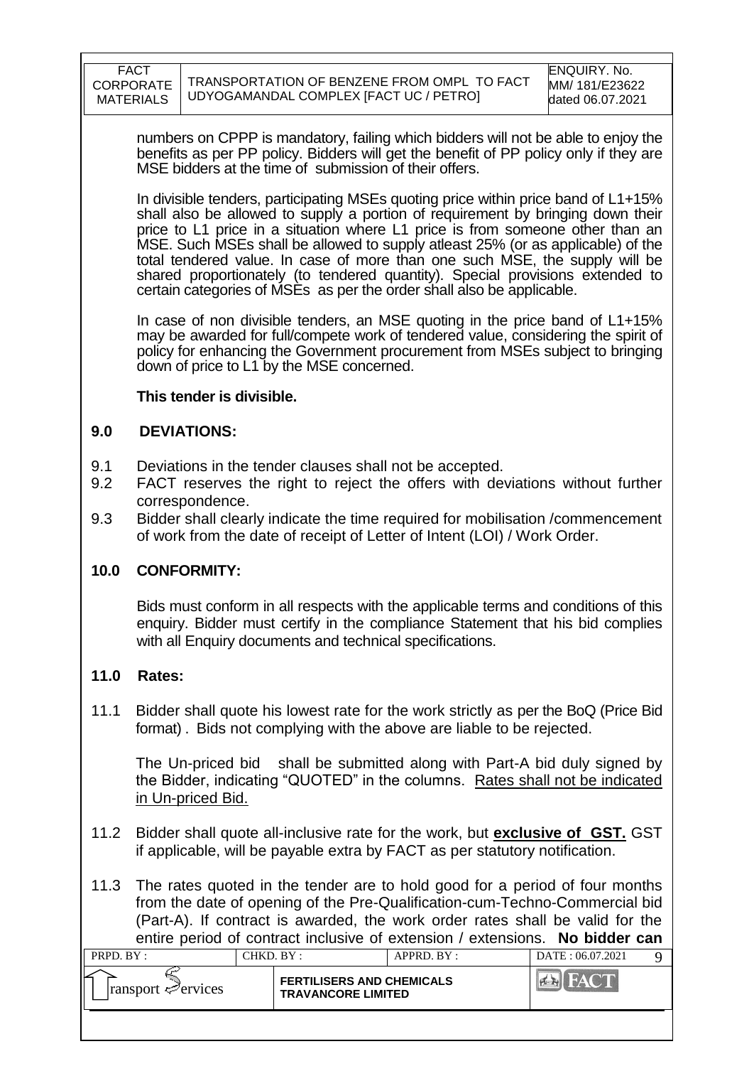numbers on CPPP is mandatory, failing which bidders will not be able to enjoy the benefits as per PP policy. Bidders will get the benefit of PP policy only if they are MSE bidders at the time of submission of their offers.

In divisible tenders, participating MSEs quoting price within price band of L1+15% shall also be allowed to supply a portion of requirement by bringing down their price to L1 price in a situation where L1 price is from someone other than an MSE. Such MSEs shall be allowed to supply atleast 25% (or as applicable) of the total tendered value. In case of more than one such MSE, the supply will be shared proportionately (to tendered quantity). Special provisions extended to certain categories of MSEs as per the order shall also be applicable.

In case of non divisible tenders, an MSE quoting in the price band of L1+15% may be awarded for full/compete work of tendered value, considering the spirit of policy for enhancing the Government procurement from MSEs subject to bringing down of price to L1 by the MSE concerned.

**This tender is divisible.**

## 9.0 DEVIATIONS:

9.1 Deviations in the tender clauses shall not be accepted.

9.2 FACT reserves the right to reject the offers with deviations without further correspondence.

9.3 Bidder shall clearly indicate the time required for mobilisation /commencement of work from the date of receipt of Letter of Intent (LOI) / Work Order.

## 10.0 CONFORMITY:

Bids must conform in all respects with the applicable terms and conditions of this enquiry. Bidder must certify in the compliance Statement that his bid complies with all Enquiry documents and technical specifications.

## 11.0 Rates:

11.1 Bidder shall quote his lowest rate for the work strictly as per the BoQ (Price Bid format) . Bids not complying with the above are liable to be rejected.

The Un-priced bid shall be submitted along with Part-A bid duly signed by the Bidder, indicating "QUOTED" in the columns. Rates shall not be indicated in Un-priced Bid.

11.2 Bidder shall quote all-inclusive rate for the work, but **exclusive of GST.** GST if applicable, will be payable extra by FACT as per statutory notification.

11.3 The rates quoted in the tender are to hold good for a period of four months from the date of opening of the Pre-Qualification-cum-Techno-Commercial bid (Part-A). If contract is awarded, the work order rates shall be valid for the entire period of contract inclusive of extension / extensions. **No bidder can**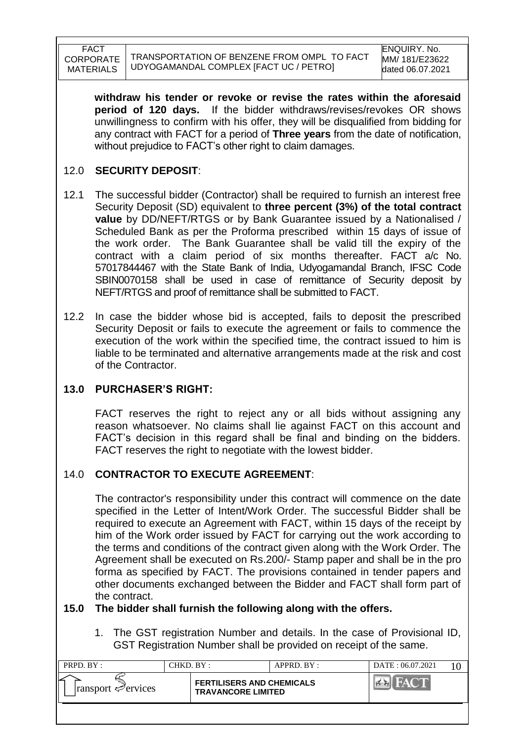**withdraw his tender or revoke or revise the rates within the aforesaid period of 120 days.** If the bidder withdraws/revises/revokes OR shows unwillingness to confirm with his offer, they will be disqualified from bidding for any contract with FACT for a period of **Three years** from the date of notification, without prejudice to FACT's other right to claim damages.

## 12.0 SECURITY DEPOSIT:

12.1 The successful bidder (Contractor) shall be required to furnish an interest free Security Deposit (SD) equivalent to **three percent (3%) of the total contract value** by DD/NEFT/RTGS or by Bank Guarantee issued by a Nationalised / Scheduled Bank as per the Proforma prescribed within 15 days of issue of the work order. The Bank Guarantee shall be valid till the expiry of the contract with a claim period of six months thereafter. FACT a/c No. 57017844467 with the State Bank of India, Udyogamandal Branch, IFSC Code SBIN0070158 shall be used in case of remittance of Security deposit by NEFT/RTGS and proof of remittance shall be submitted to FACT.

12.2 In case the bidder whose bid is accepted, fails to deposit the prescribed Security Deposit or fails to execute the agreement or fails to commence the execution of the work within the specified time, the contract issued to him is liable to be terminated and alternative arrangements made at the risk and cost of the Contractor.

## 13.0 PURCHASER'S RIGHT:

FACT reserves the right to reject any or all bids without assigning any reason whatsoever. No claims shall lie against FACT on this account and FACT's decision in this regard shall be final and binding on the bidders. FACT reserves the right to negotiate with the lowest bidder.

## 14.0 CONTRACTOR TO EXECUTE AGREEMENT:

The contractor's responsibility under this contract will commence on the date specified in the Letter of Intent/Work Order. The successful Bidder shall be required to execute an Agreement with FACT, within 15 days of the receipt by him of the Work order issued by FACT for carrying out the work according to the terms and conditions of the contract given along with the Work Order. The Agreement shall be executed on Rs.200/- Stamp paper and shall be in the pro forma as specified by FACT. The provisions contained in tender papers and other documents exchanged between the Bidder and FACT shall form part of the contract.

## 15.0 The bidder shall furnish the following along with the offers.

1. The GST registration Number and details. In the case of Provisional ID, GST Registration Number shall be provided on receipt of the same.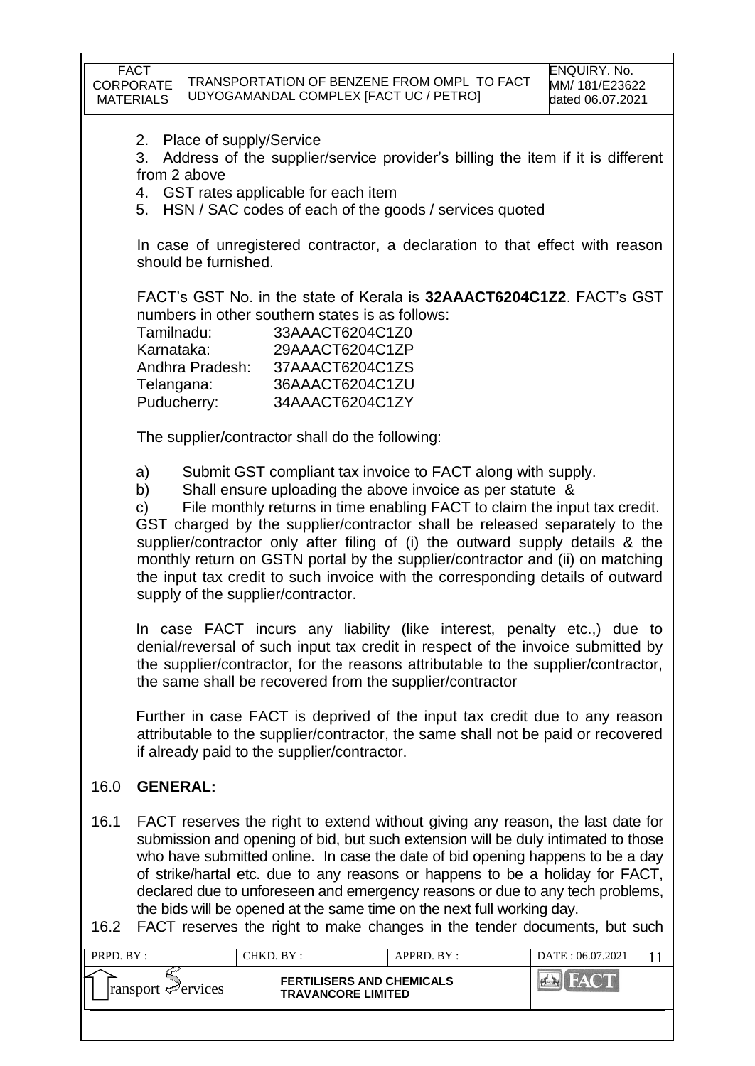2. Place of supply/Service
3. Address of the supplier/service provider's billing the item if it is different from 2 above
4. GST rates applicable for each item
5. HSN / SAC codes of each of the goods / services quoted

In case of unregistered contractor, a declaration to that effect with reason should be furnished.

FACT's GST No. in the state of Kerala is **32AAACT6204C1Z2**. FACT's GST numbers in other southern states is as follows:

| | |
|---|---|
| Tamilnadu: | 33AAACT6204C1Z0 |
| Karnataka: | 29AAACT6204C1ZP |
| Andhra Pradesh: | 37AAACT6204C1ZS |
| Telangana: | 36AAACT6204C1ZU |
| Puducherry: | 34AAACT6204C1ZY |

The supplier/contractor shall do the following:

a) Submit GST compliant tax invoice to FACT along with supply.

b) Shall ensure uploading the above invoice as per statute &

c) File monthly returns in time enabling FACT to claim the input tax credit.

GST charged by the supplier/contractor shall be released separately to the supplier/contractor only after filing of (i) the outward supply details & the monthly return on GSTN portal by the supplier/contractor and (ii) on matching the input tax credit to such invoice with the corresponding details of outward supply of the supplier/contractor.

In case FACT incurs any liability (like interest, penalty etc.,) due to denial/reversal of such input tax credit in respect of the invoice submitted by the supplier/contractor, for the reasons attributable to the supplier/contractor, the same shall be recovered from the supplier/contractor

Further in case FACT is deprived of the input tax credit due to any reason attributable to the supplier/contractor, the same shall not be paid or recovered if already paid to the supplier/contractor.

## 16.0 GENERAL:

16.1 FACT reserves the right to extend without giving any reason, the last date for submission and opening of bid, but such extension will be duly intimated to those who have submitted online. In case the date of bid opening happens to be a day of strike/hartal etc. due to any reasons or happens to be a holiday for FACT, declared due to unforeseen and emergency reasons or due to any tech problems, the bids will be opened at the same time on the next full working day.

16.2 FACT reserves the right to make changes in the tender documents, but such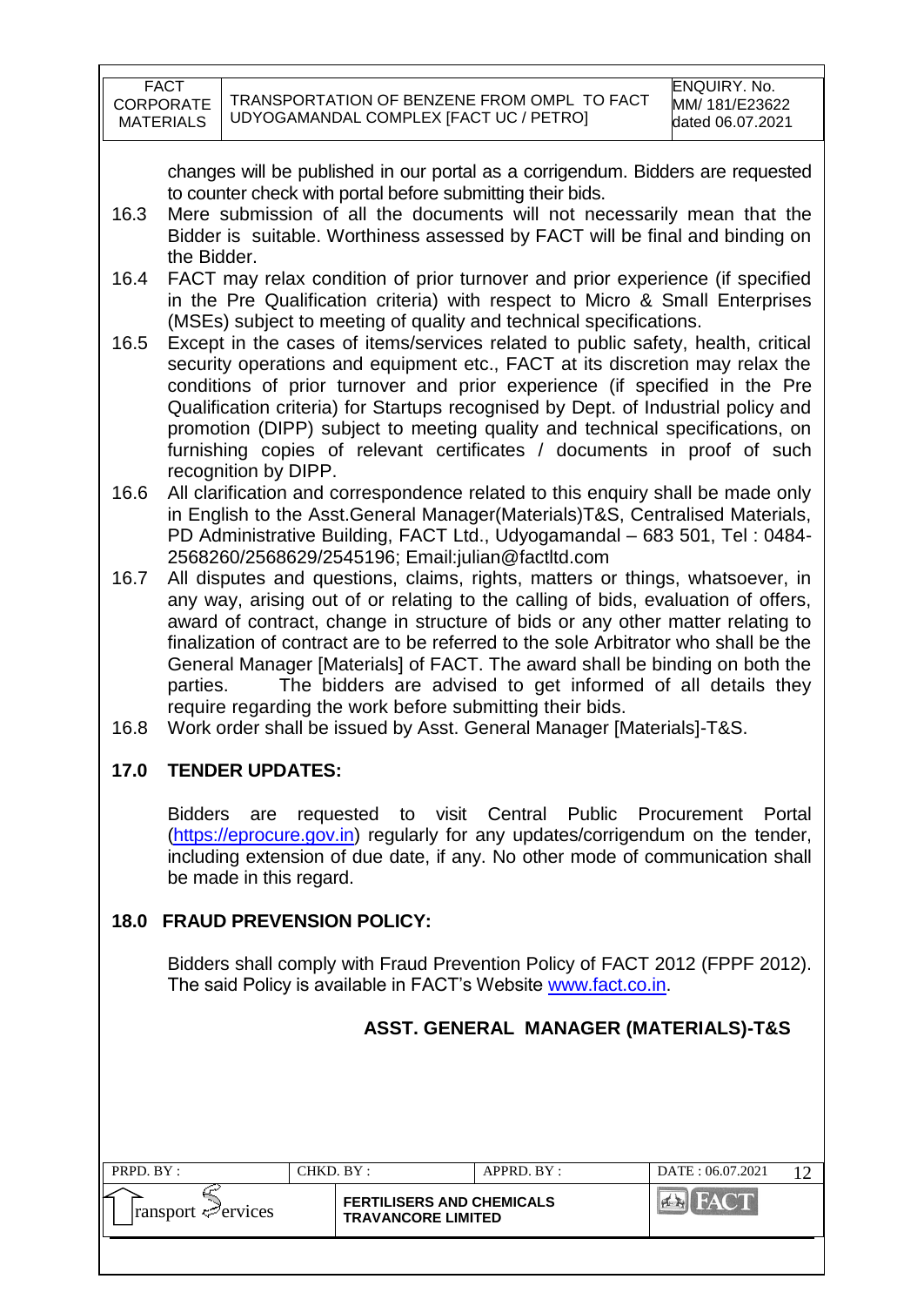changes will be published in our portal as a corrigendum. Bidders are requested to counter check with portal before submitting their bids.

16.3 Mere submission of all the documents will not necessarily mean that the Bidder is suitable. Worthiness assessed by FACT will be final and binding on the Bidder.

16.4 FACT may relax condition of prior turnover and prior experience (if specified in the Pre Qualification criteria) with respect to Micro & Small Enterprises (MSEs) subject to meeting of quality and technical specifications.

16.5 Except in the cases of items/services related to public safety, health, critical security operations and equipment etc., FACT at its discretion may relax the conditions of prior turnover and prior experience (if specified in the Pre Qualification criteria) for Startups recognised by Dept. of Industrial policy and promotion (DIPP) subject to meeting quality and technical specifications, on furnishing copies of relevant certificates / documents in proof of such recognition by DIPP.

16.6 All clarification and correspondence related to this enquiry shall be made only in English to the Asst.General Manager(Materials)T&S, Centralised Materials, PD Administrative Building, FACT Ltd., Udyogamandal – 683 501, Tel : 0484-2568260/2568629/2545196; Email:julian@factltd.com

16.7 All disputes and questions, claims, rights, matters or things, whatsoever, in any way, arising out of or relating to the calling of bids, evaluation of offers, award of contract, change in structure of bids or any other matter relating to finalization of contract are to be referred to the sole Arbitrator who shall be the General Manager [Materials] of FACT. The award shall be binding on both the parties. The bidders are advised to get informed of all details they require regarding the work before submitting their bids.

16.8 Work order shall be issued by Asst. General Manager [Materials]-T&S.

## 17.0 TENDER UPDATES:

Bidders are requested to visit Central Public Procurement Portal (https://eprocure.gov.in) regularly for any updates/corrigendum on the tender, including extension of due date, if any. No other mode of communication shall be made in this regard.

## 18.0 FRAUD PREVENSION POLICY:

Bidders shall comply with Fraud Prevention Policy of FACT 2012 (FPPF 2012). The said Policy is available in FACT's Website www.fact.co.in.

**ASST. GENERAL MANAGER (MATERIALS)-T&S**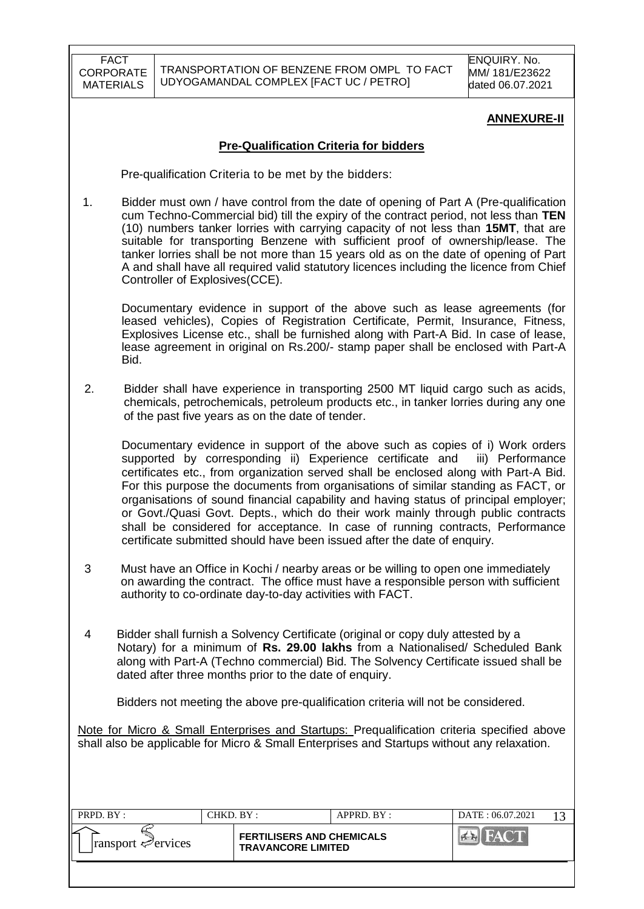## ANNEXURE-II

### Pre-Qualification Criteria for bidders

Pre-qualification Criteria to be met by the bidders:

1. Bidder must own / have control from the date of opening of Part A (Pre-qualification cum Techno-Commercial bid) till the expiry of the contract period, not less than **TEN** (10) numbers tanker lorries with carrying capacity of not less than **15MT**, that are suitable for transporting Benzene with sufficient proof of ownership/lease. The tanker lorries shall be not more than 15 years old as on the date of opening of Part A and shall have all required valid statutory licences including the licence from Chief Controller of Explosives(CCE).

   Documentary evidence in support of the above such as lease agreements (for leased vehicles), Copies of Registration Certificate, Permit, Insurance, Fitness, Explosives License etc., shall be furnished along with Part-A Bid. In case of lease, lease agreement in original on Rs.200/- stamp paper shall be enclosed with Part-A Bid.

2. Bidder shall have experience in transporting 2500 MT liquid cargo such as acids, chemicals, petrochemicals, petroleum products etc., in tanker lorries during any one of the past five years as on the date of tender.

   Documentary evidence in support of the above such as copies of i) Work orders supported by corresponding ii) Experience certificate and iii) Performance certificates etc., from organization served shall be enclosed along with Part-A Bid. For this purpose the documents from organisations of similar standing as FACT, or organisations of sound financial capability and having status of principal employer; or Govt./Quasi Govt. Depts., which do their work mainly through public contracts shall be considered for acceptance. In case of running contracts, Performance certificate submitted should have been issued after the date of enquiry.

3. Must have an Office in Kochi / nearby areas or be willing to open one immediately on awarding the contract. The office must have a responsible person with sufficient authority to co-ordinate day-to-day activities with FACT.

4. Bidder shall furnish a Solvency Certificate (original or copy duly attested by a Notary) for a minimum of **Rs. 29.00 lakhs** from a Nationalised/ Scheduled Bank along with Part-A (Techno commercial) Bid. The Solvency Certificate issued shall be dated after three months prior to the date of enquiry.

Bidders not meeting the above pre-qualification criteria will not be considered.

Note for Micro & Small Enterprises and Startups: Prequalification criteria specified above shall also be applicable for Micro & Small Enterprises and Startups without any relaxation.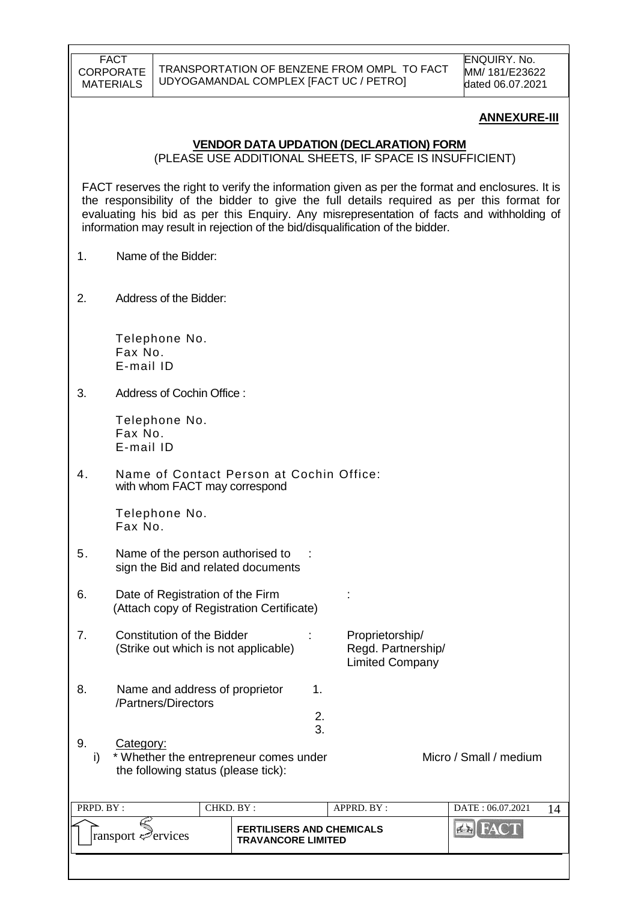**ANNEXURE-III**

**VENDOR DATA UPDATION (DECLARATION) FORM**

(PLEASE USE ADDITIONAL SHEETS, IF SPACE IS INSUFFICIENT)

FACT reserves the right to verify the information given as per the format and enclosures. It is the responsibility of the bidder to give the full details required as per this format for evaluating his bid as per this Enquiry. Any misrepresentation of facts and withholding of information may result in rejection of the bid/disqualification of the bidder.

1. Name of the Bidder:

2. Address of the Bidder:

   Telephone No.
   Fax No.
   E-mail ID

3. Address of Cochin Office :

   Telephone No.
   Fax No.
   E-mail ID

4. Name of Contact Person at Cochin Office:
   with whom FACT may correspond

   Telephone No.
   Fax No.

5. Name of the person authorised to sign the Bid and related documents :

6. Date of Registration of the Firm (Attach copy of Registration Certificate) :

7. Constitution of the Bidder (Strike out which is not applicable) : Proprietorship/ Regd. Partnership/ Limited Company

8. Name and address of proprietor /Partners/Directors
   1.
   2.
   3.

9. Category:
   i) * Whether the entrepreneur comes under the following status (please tick): Micro / Small / medium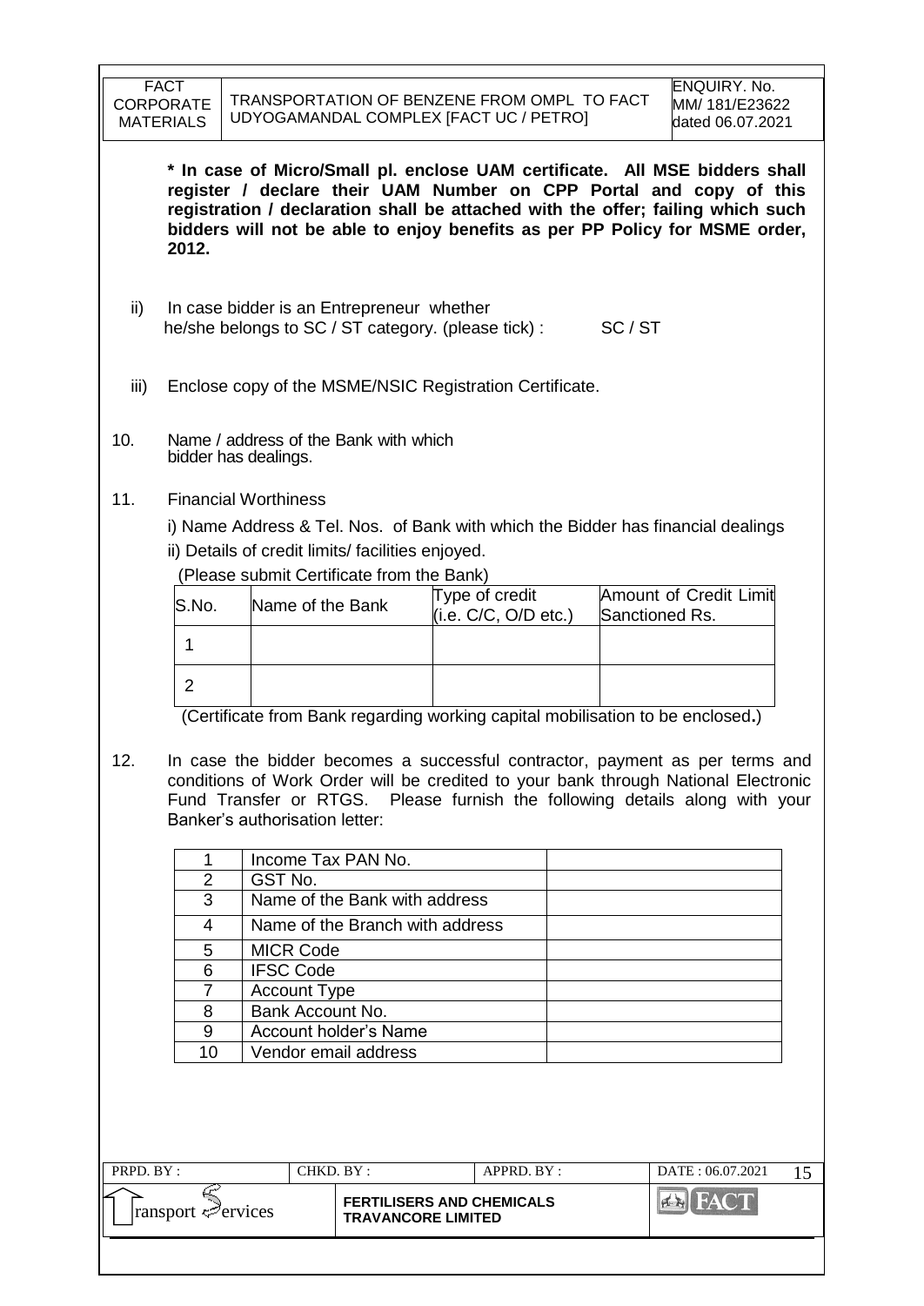**\* In case of Micro/Small pl. enclose UAM certificate. All MSE bidders shall register / declare their UAM Number on CPP Portal and copy of this registration / declaration shall be attached with the offer; failing which such bidders will not be able to enjoy benefits as per PP Policy for MSME order, 2012.**

ii) In case bidder is an Entrepreneur whether he/she belongs to SC / ST category. (please tick) : SC / ST

iii) Enclose copy of the MSME/NSIC Registration Certificate.

10. Name / address of the Bank with which bidder has dealings.

11. Financial Worthiness

i) Name Address & Tel. Nos. of Bank with which the Bidder has financial dealings

ii) Details of credit limits/ facilities enjoyed.

(Please submit Certificate from the Bank)

| S.No. | Name of the Bank | Type of credit (i.e. C/C, O/D etc.) | Amount of Credit Limit Sanctioned Rs. |
|---|---|---|---|
| 1 | | | |
| 2 | | | |

(Certificate from Bank regarding working capital mobilisation to be enclosed**.**)

12. In case the bidder becomes a successful contractor, payment as per terms and conditions of Work Order will be credited to your bank through National Electronic Fund Transfer or RTGS. Please furnish the following details along with your Banker's authorisation letter:

| | | |
|---|---|---|
| 1 | Income Tax PAN No. | |
| 2 | GST No. | |
| 3 | Name of the Bank with address | |
| 4 | Name of the Branch with address | |
| 5 | MICR Code | |
| 6 | IFSC Code | |
| 7 | Account Type | |
| 8 | Bank Account No. | |
| 9 | Account holder's Name | |
| 10 | Vendor email address | |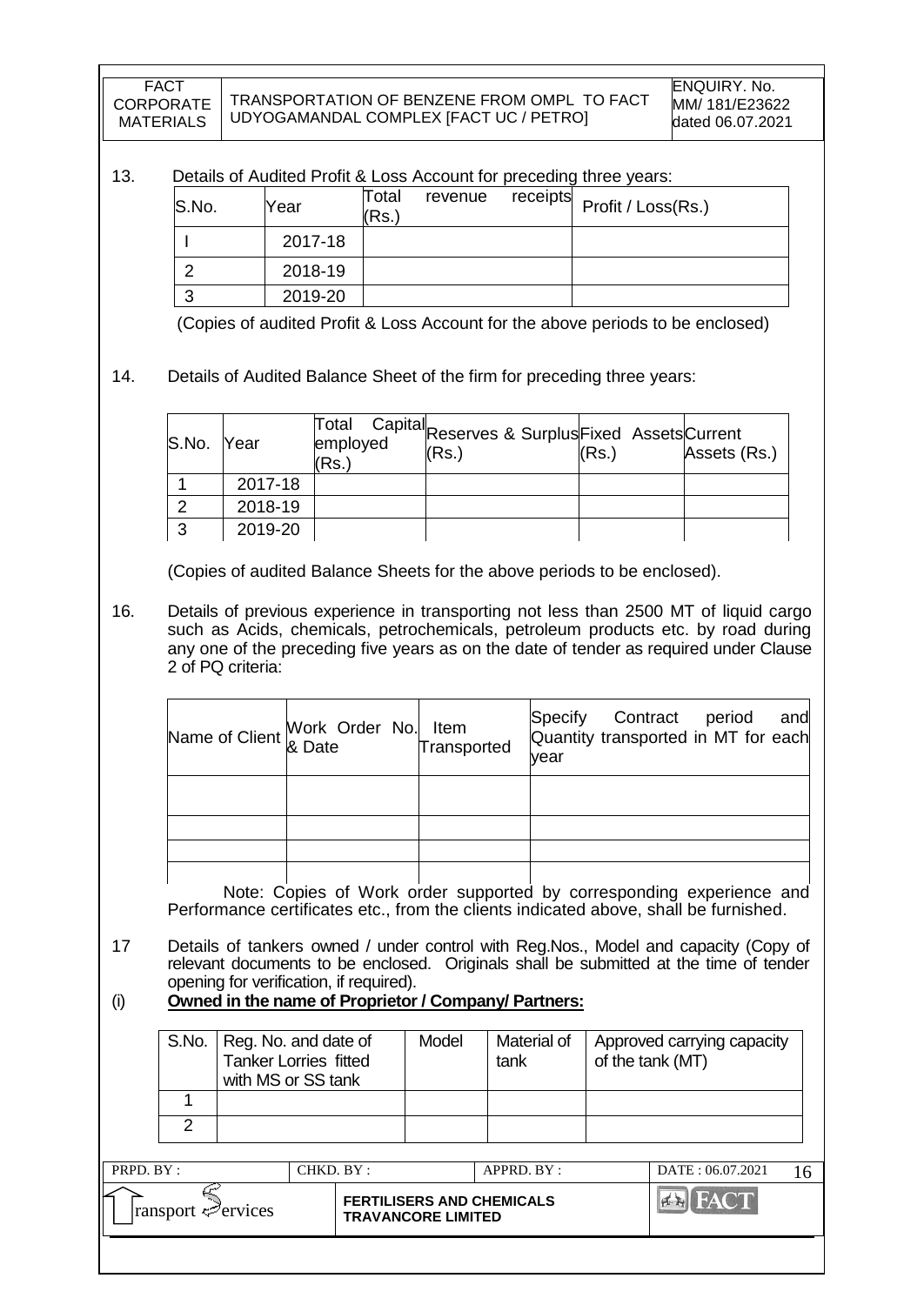13. Details of Audited Profit & Loss Account for preceding three years:

| S.No. | Year | Total revenue receipts (Rs.) | Profit / Loss(Rs.) |
|---|---|---|---|
| I | 2017-18 | | |
| 2 | 2018-19 | | |
| 3 | 2019-20 | | |

(Copies of audited Profit & Loss Account for the above periods to be enclosed)

14. Details of Audited Balance Sheet of the firm for preceding three years:

| S.No. | Year | Total Capital employed (Rs.) | Reserves & Surplus (Rs.) | Fixed Assets (Rs.) | Current Assets (Rs.) |
|---|---|---|---|---|---|
| 1 | 2017-18 | | | | |
| 2 | 2018-19 | | | | |
| 3 | 2019-20 | | | | |

(Copies of audited Balance Sheets for the above periods to be enclosed).

16. Details of previous experience in transporting not less than 2500 MT of liquid cargo such as Acids, chemicals, petrochemicals, petroleum products etc. by road during any one of the preceding five years as on the date of tender as required under Clause 2 of PQ criteria:

| Name of Client | Work Order No. & Date | Item Transported | Specify Contract period and Quantity transported in MT for each year |
|---|---|---|---|
| | | | |
| | | | |
| | | | |
| | | | |

Note: Copies of Work order supported by corresponding experience and Performance certificates etc., from the clients indicated above, shall be furnished.

17 Details of tankers owned / under control with Reg.Nos., Model and capacity (Copy of relevant documents to be enclosed. Originals shall be submitted at the time of tender opening for verification, if required).

(i) **Owned in the name of Proprietor / Company/ Partners:**

| S.No. | Reg. No. and date of Tanker Lorries fitted with MS or SS tank | Model | Material of tank | Approved carrying capacity of the tank (MT) |
|---|---|---|---|---|
| 1 | | | | |
| 2 | | | | |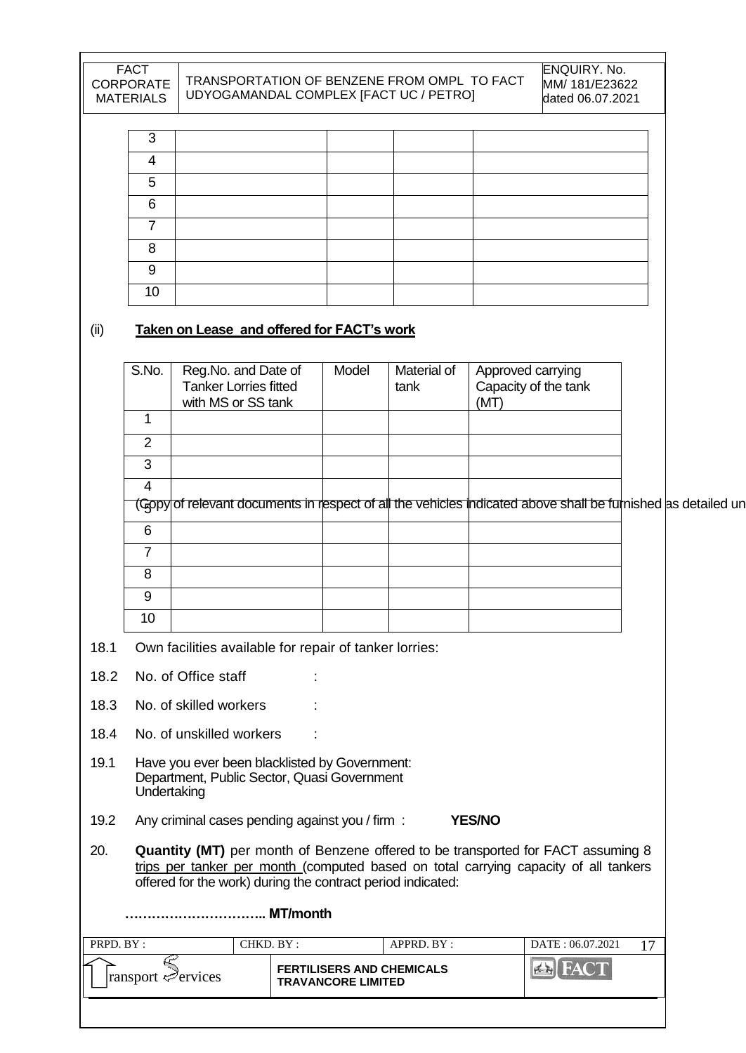| | | | | |
|---|---|---|---|---|
| 3 | | | | |
| 4 | | | | |
| 5 | | | | |
| 6 | | | | |
| 7 | | | | |
| 8 | | | | |
| 9 | | | | |
| 10 | | | | |

(ii) **Taken on Lease and offered for FACT's work**

| S.No. | Reg.No. and Date of Tanker Lorries fitted with MS or SS tank | Model | Material of tank | Approved carrying Capacity of the tank (MT) |
|---|---|---|---|---|
| 1 | | | | |
| 2 | | | | |
| 3 | | | | |
| 4 | | | | |
| 5 | | | | |
| 6 | | | | |
| 7 | | | | |
| 8 | | | | |
| 9 | | | | |
| 10 | | | | |

(Copy of relevant documents in respect of all the vehicles indicated above shall be furnished as detailed un

18.1 Own facilities available for repair of tanker lorries:

18.2 No. of Office staff :

18.3 No. of skilled workers :

18.4 No. of unskilled workers :

19.1 Have you ever been blacklisted by Government: Department, Public Sector, Quasi Government Undertaking

19.2 Any criminal cases pending against you / firm : **YES/NO**

20. **Quantity (MT)** per month of Benzene offered to be transported for FACT assuming 8 trips per tanker per month (computed based on total carrying capacity of all tankers offered for the work) during the contract period indicated:

**………………………….. MT/month**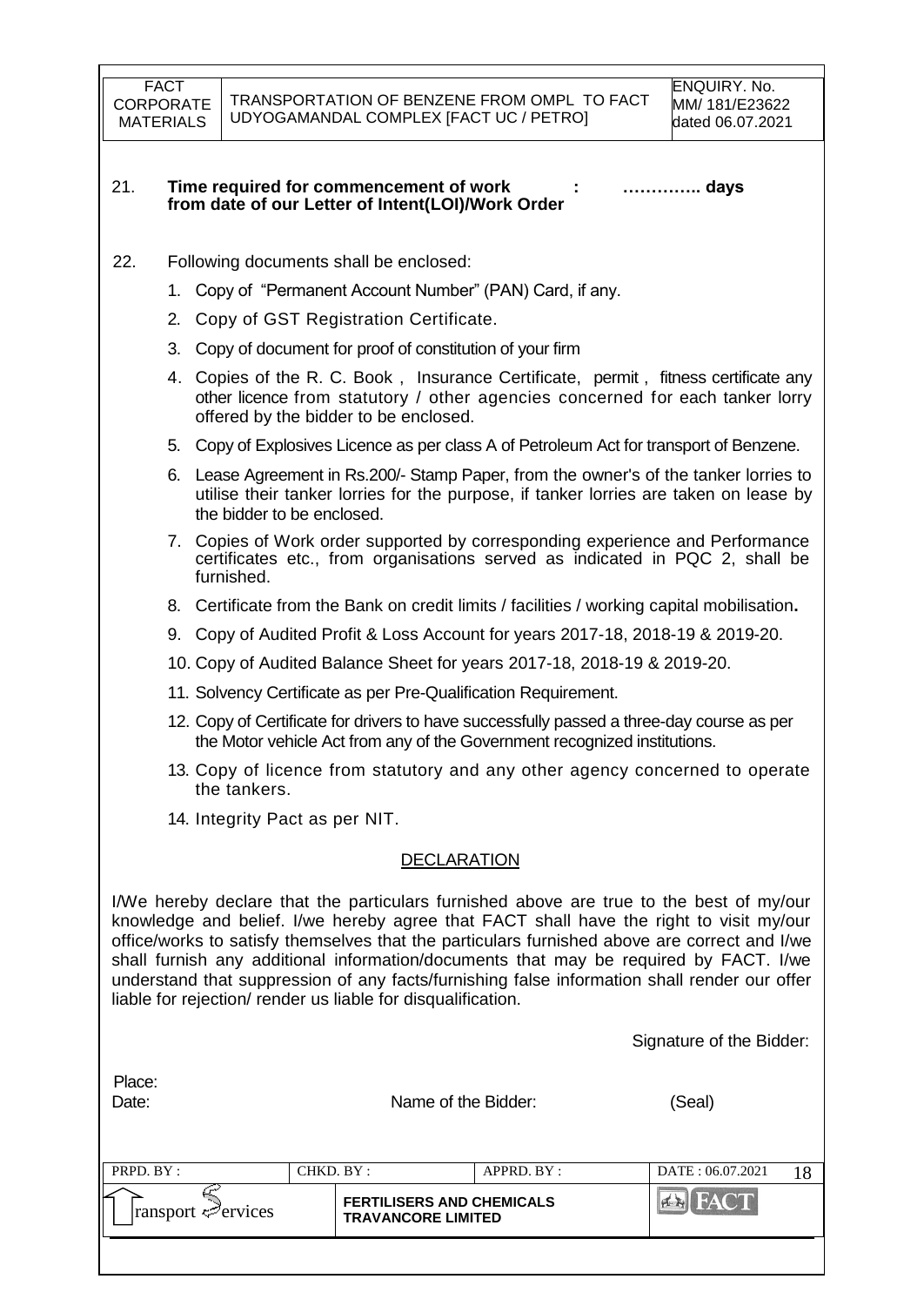21. **Time required for commencement of work from date of our Letter of Intent(LOI)/Work Order : ………….. days**

22. Following documents shall be enclosed:

    1. Copy of "Permanent Account Number" (PAN) Card, if any.
    2. Copy of GST Registration Certificate.
    3. Copy of document for proof of constitution of your firm
    4. Copies of the R. C. Book , Insurance Certificate, permit , fitness certificate any other licence from statutory / other agencies concerned for each tanker lorry offered by the bidder to be enclosed.
    5. Copy of Explosives Licence as per class A of Petroleum Act for transport of Benzene.
    6. Lease Agreement in Rs.200/- Stamp Paper, from the owner's of the tanker lorries to utilise their tanker lorries for the purpose, if tanker lorries are taken on lease by the bidder to be enclosed.
    7. Copies of Work order supported by corresponding experience and Performance certificates etc., from organisations served as indicated in PQC 2, shall be furnished.
    8. Certificate from the Bank on credit limits / facilities / working capital mobilisation**.**
    9. Copy of Audited Profit & Loss Account for years 2017-18, 2018-19 & 2019-20.
    10. Copy of Audited Balance Sheet for years 2017-18, 2018-19 & 2019-20.
    11. Solvency Certificate as per Pre-Qualification Requirement.
    12. Copy of Certificate for drivers to have successfully passed a three-day course as per the Motor vehicle Act from any of the Government recognized institutions.
    13. Copy of licence from statutory and any other agency concerned to operate the tankers.
    14. Integrity Pact as per NIT.

## DECLARATION

I/We hereby declare that the particulars furnished above are true to the best of my/our knowledge and belief. I/we hereby agree that FACT shall have the right to visit my/our office/works to satisfy themselves that the particulars furnished above are correct and I/we shall furnish any additional information/documents that may be required by FACT. I/we understand that suppression of any facts/furnishing false information shall render our offer liable for rejection/ render us liable for disqualification.

Signature of the Bidder:

Place:

Date: Name of the Bidder: (Seal)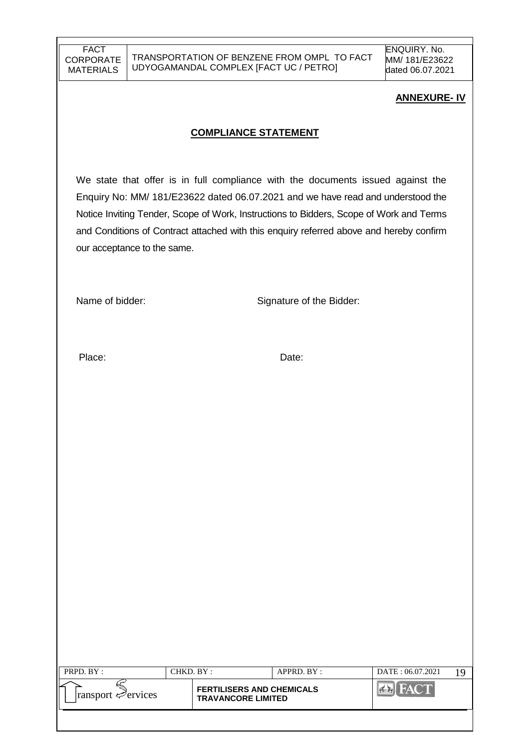**ANNEXURE- IV**

## COMPLIANCE STATEMENT

We state that offer is in full compliance with the documents issued against the Enquiry No: MM/ 181/E23622 dated 06.07.2021 and we have read and understood the Notice Inviting Tender, Scope of Work, Instructions to Bidders, Scope of Work and Terms and Conditions of Contract attached with this enquiry referred above and hereby confirm our acceptance to the same.

Name of bidder: Signature of the Bidder:

Place: Date: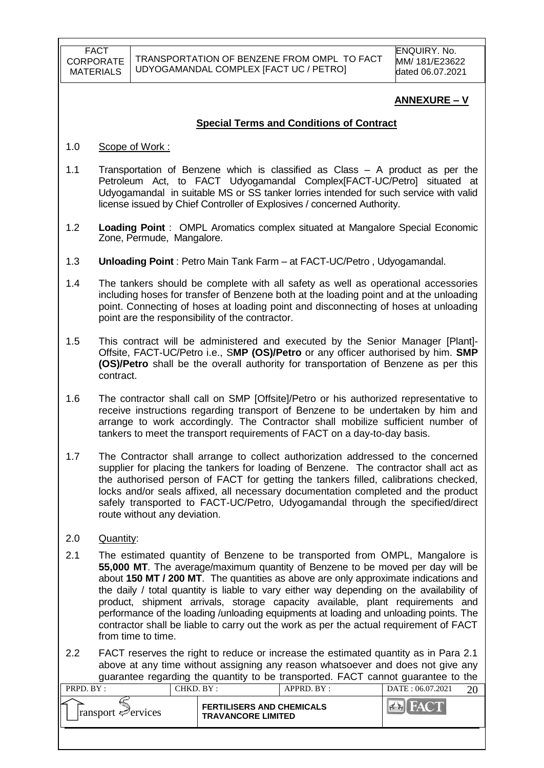## ANNEXURE – V

### Special Terms and Conditions of Contract

1.0 Scope of Work :

1.1 Transportation of Benzene which is classified as Class – A product as per the Petroleum Act, to FACT Udyogamandal Complex[FACT-UC/Petro] situated at Udyogamandal in suitable MS or SS tanker lorries intended for such service with valid license issued by Chief Controller of Explosives / concerned Authority.

1.2 **Loading Point** : OMPL Aromatics complex situated at Mangalore Special Economic Zone, Permude, Mangalore.

1.3 **Unloading Point** : Petro Main Tank Farm – at FACT-UC/Petro , Udyogamandal.

1.4 The tankers should be complete with all safety as well as operational accessories including hoses for transfer of Benzene both at the loading point and at the unloading point. Connecting of hoses at loading point and disconnecting of hoses at unloading point are the responsibility of the contractor.

1.5 This contract will be administered and executed by the Senior Manager [Plant]-Offsite, FACT-UC/Petro i.e., S**MP (OS)/Petro** or any officer authorised by him. **SMP (OS)/Petro** shall be the overall authority for transportation of Benzene as per this contract.

1.6 The contractor shall call on SMP [Offsite]/Petro or his authorized representative to receive instructions regarding transport of Benzene to be undertaken by him and arrange to work accordingly. The Contractor shall mobilize sufficient number of tankers to meet the transport requirements of FACT on a day-to-day basis.

1.7 The Contractor shall arrange to collect authorization addressed to the concerned supplier for placing the tankers for loading of Benzene. The contractor shall act as the authorised person of FACT for getting the tankers filled, calibrations checked, locks and/or seals affixed, all necessary documentation completed and the product safely transported to FACT-UC/Petro, Udyogamandal through the specified/direct route without any deviation.

2.0 Quantity:

2.1 The estimated quantity of Benzene to be transported from OMPL, Mangalore is **55,000 MT**. The average/maximum quantity of Benzene to be moved per day will be about **150 MT / 200 MT**. The quantities as above are only approximate indications and the daily / total quantity is liable to vary either way depending on the availability of product, shipment arrivals, storage capacity available, plant requirements and performance of the loading /unloading equipments at loading and unloading points. The contractor shall be liable to carry out the work as per the actual requirement of FACT from time to time.

2.2 FACT reserves the right to reduce or increase the estimated quantity as in Para 2.1 above at any time without assigning any reason whatsoever and does not give any guarantee regarding the quantity to be transported. FACT cannot guarantee to the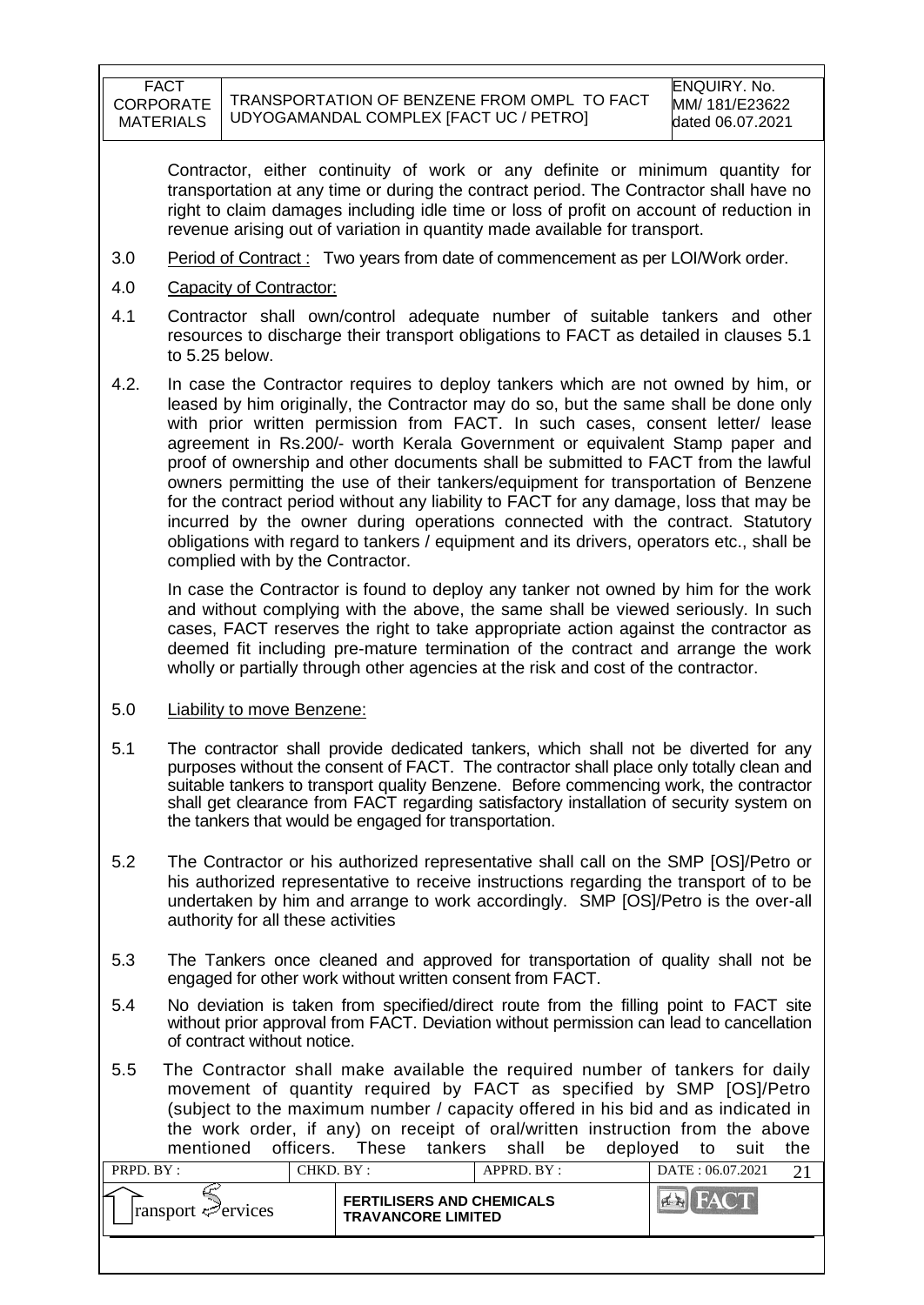Contractor, either continuity of work or any definite or minimum quantity for transportation at any time or during the contract period. The Contractor shall have no right to claim damages including idle time or loss of profit on account of reduction in revenue arising out of variation in quantity made available for transport.

3.0 Period of Contract : Two years from date of commencement as per LOI/Work order.

4.0 Capacity of Contractor:

4.1 Contractor shall own/control adequate number of suitable tankers and other resources to discharge their transport obligations to FACT as detailed in clauses 5.1 to 5.25 below.

4.2. In case the Contractor requires to deploy tankers which are not owned by him, or leased by him originally, the Contractor may do so, but the same shall be done only with prior written permission from FACT. In such cases, consent letter/ lease agreement in Rs.200/- worth Kerala Government or equivalent Stamp paper and proof of ownership and other documents shall be submitted to FACT from the lawful owners permitting the use of their tankers/equipment for transportation of Benzene for the contract period without any liability to FACT for any damage, loss that may be incurred by the owner during operations connected with the contract. Statutory obligations with regard to tankers / equipment and its drivers, operators etc., shall be complied with by the Contractor.

In case the Contractor is found to deploy any tanker not owned by him for the work and without complying with the above, the same shall be viewed seriously. In such cases, FACT reserves the right to take appropriate action against the contractor as deemed fit including pre-mature termination of the contract and arrange the work wholly or partially through other agencies at the risk and cost of the contractor.

5.0 Liability to move Benzene:

5.1 The contractor shall provide dedicated tankers, which shall not be diverted for any purposes without the consent of FACT. The contractor shall place only totally clean and suitable tankers to transport quality Benzene. Before commencing work, the contractor shall get clearance from FACT regarding satisfactory installation of security system on the tankers that would be engaged for transportation.

5.2 The Contractor or his authorized representative shall call on the SMP [OS]/Petro or his authorized representative to receive instructions regarding the transport of to be undertaken by him and arrange to work accordingly. SMP [OS]/Petro is the over-all authority for all these activities

5.3 The Tankers once cleaned and approved for transportation of quality shall not be engaged for other work without written consent from FACT.

5.4 No deviation is taken from specified/direct route from the filling point to FACT site without prior approval from FACT. Deviation without permission can lead to cancellation of contract without notice.

5.5 The Contractor shall make available the required number of tankers for daily movement of quantity required by FACT as specified by SMP [OS]/Petro (subject to the maximum number / capacity offered in his bid and as indicated in the work order, if any) on receipt of oral/written instruction from the above mentioned officers. These tankers shall be deployed to suit the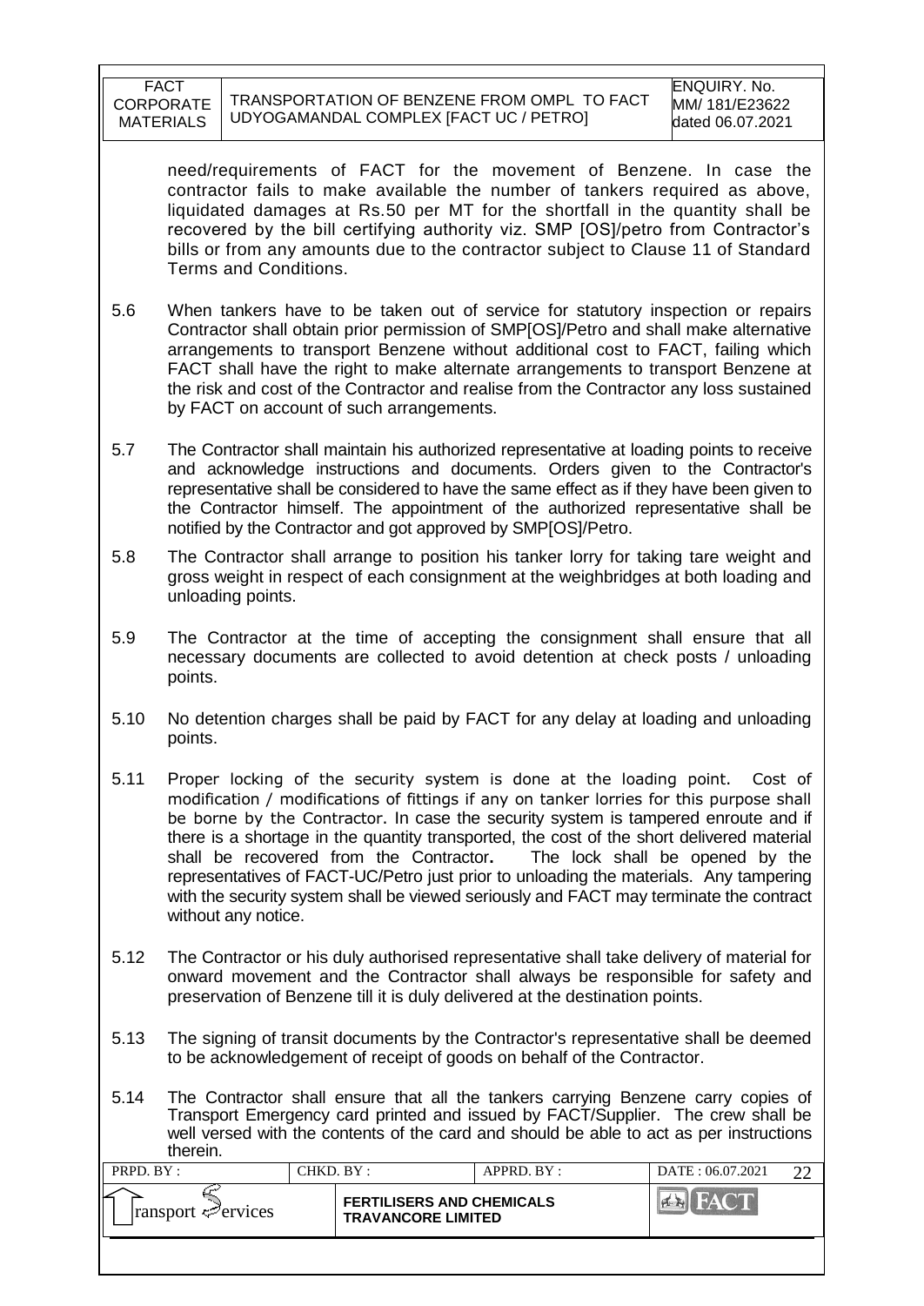need/requirements of FACT for the movement of Benzene. In case the contractor fails to make available the number of tankers required as above, liquidated damages at Rs.50 per MT for the shortfall in the quantity shall be recovered by the bill certifying authority viz. SMP [OS]/petro from Contractor's bills or from any amounts due to the contractor subject to Clause 11 of Standard Terms and Conditions.

5.6 When tankers have to be taken out of service for statutory inspection or repairs Contractor shall obtain prior permission of SMP[OS]/Petro and shall make alternative arrangements to transport Benzene without additional cost to FACT, failing which FACT shall have the right to make alternate arrangements to transport Benzene at the risk and cost of the Contractor and realise from the Contractor any loss sustained by FACT on account of such arrangements.

5.7 The Contractor shall maintain his authorized representative at loading points to receive and acknowledge instructions and documents. Orders given to the Contractor's representative shall be considered to have the same effect as if they have been given to the Contractor himself. The appointment of the authorized representative shall be notified by the Contractor and got approved by SMP[OS]/Petro.

5.8 The Contractor shall arrange to position his tanker lorry for taking tare weight and gross weight in respect of each consignment at the weighbridges at both loading and unloading points.

5.9 The Contractor at the time of accepting the consignment shall ensure that all necessary documents are collected to avoid detention at check posts / unloading points.

5.10 No detention charges shall be paid by FACT for any delay at loading and unloading points.

5.11 Proper locking of the security system is done at the loading point. Cost of modification / modifications of fittings if any on tanker lorries for this purpose shall be borne by the Contractor. In case the security system is tampered enroute and if there is a shortage in the quantity transported, the cost of the short delivered material shall be recovered from the Contractor**.** The lock shall be opened by the representatives of FACT-UC/Petro just prior to unloading the materials. Any tampering with the security system shall be viewed seriously and FACT may terminate the contract without any notice.

5.12 The Contractor or his duly authorised representative shall take delivery of material for onward movement and the Contractor shall always be responsible for safety and preservation of Benzene till it is duly delivered at the destination points.

5.13 The signing of transit documents by the Contractor's representative shall be deemed to be acknowledgement of receipt of goods on behalf of the Contractor.

5.14 The Contractor shall ensure that all the tankers carrying Benzene carry copies of Transport Emergency card printed and issued by FACT/Supplier. The crew shall be well versed with the contents of the card and should be able to act as per instructions therein.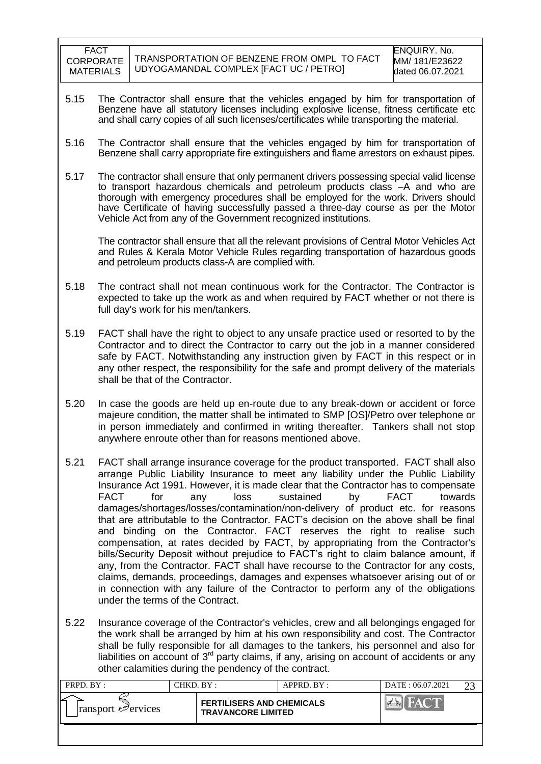5.15 The Contractor shall ensure that the vehicles engaged by him for transportation of Benzene have all statutory licenses including explosive license, fitness certificate etc and shall carry copies of all such licenses/certificates while transporting the material.

5.16 The Contractor shall ensure that the vehicles engaged by him for transportation of Benzene shall carry appropriate fire extinguishers and flame arrestors on exhaust pipes.

5.17 The contractor shall ensure that only permanent drivers possessing special valid license to transport hazardous chemicals and petroleum products class –A and who are thorough with emergency procedures shall be employed for the work. Drivers should have Certificate of having successfully passed a three-day course as per the Motor Vehicle Act from any of the Government recognized institutions.

The contractor shall ensure that all the relevant provisions of Central Motor Vehicles Act and Rules & Kerala Motor Vehicle Rules regarding transportation of hazardous goods and petroleum products class-A are complied with.

5.18 The contract shall not mean continuous work for the Contractor. The Contractor is expected to take up the work as and when required by FACT whether or not there is full day's work for his men/tankers.

5.19 FACT shall have the right to object to any unsafe practice used or resorted to by the Contractor and to direct the Contractor to carry out the job in a manner considered safe by FACT. Notwithstanding any instruction given by FACT in this respect or in any other respect, the responsibility for the safe and prompt delivery of the materials shall be that of the Contractor.

5.20 In case the goods are held up en-route due to any break-down or accident or force majeure condition, the matter shall be intimated to SMP [OS]/Petro over telephone or in person immediately and confirmed in writing thereafter. Tankers shall not stop anywhere enroute other than for reasons mentioned above.

5.21 FACT shall arrange insurance coverage for the product transported. FACT shall also arrange Public Liability Insurance to meet any liability under the Public Liability Insurance Act 1991. However, it is made clear that the Contractor has to compensate FACT for any loss sustained by FACT towards damages/shortages/losses/contamination/non-delivery of product etc. for reasons that are attributable to the Contractor. FACT's decision on the above shall be final and binding on the Contractor. FACT reserves the right to realise such compensation, at rates decided by FACT, by appropriating from the Contractor's bills/Security Deposit without prejudice to FACT's right to claim balance amount, if any, from the Contractor. FACT shall have recourse to the Contractor for any costs, claims, demands, proceedings, damages and expenses whatsoever arising out of or in connection with any failure of the Contractor to perform any of the obligations under the terms of the Contract.

5.22 Insurance coverage of the Contractor's vehicles, crew and all belongings engaged for the work shall be arranged by him at his own responsibility and cost. The Contractor shall be fully responsible for all damages to the tankers, his personnel and also for liabilities on account of 3rd party claims, if any, arising on account of accidents or any other calamities during the pendency of the contract.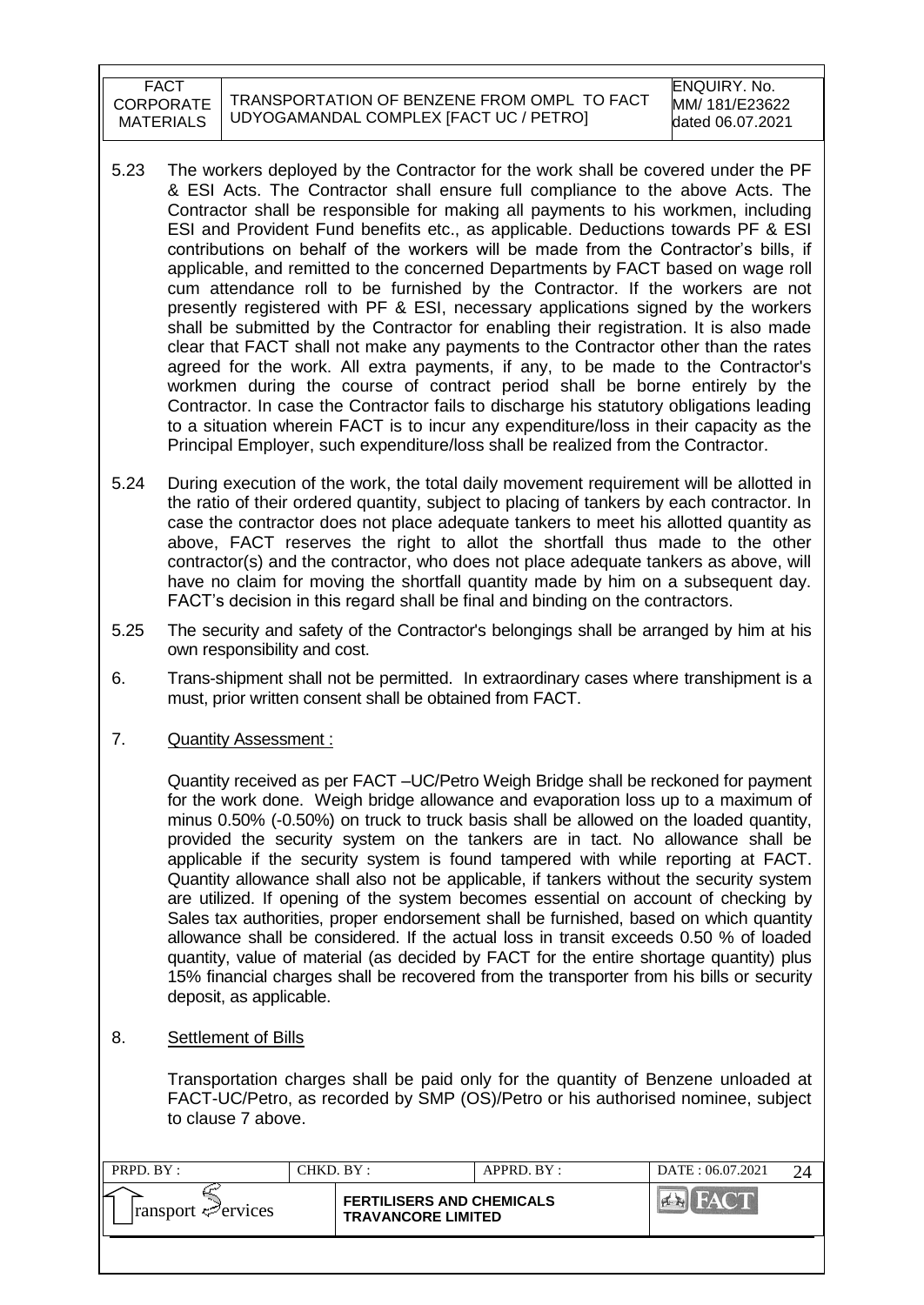5.23 The workers deployed by the Contractor for the work shall be covered under the PF & ESI Acts. The Contractor shall ensure full compliance to the above Acts. The Contractor shall be responsible for making all payments to his workmen, including ESI and Provident Fund benefits etc., as applicable. Deductions towards PF & ESI contributions on behalf of the workers will be made from the Contractor's bills, if applicable, and remitted to the concerned Departments by FACT based on wage roll cum attendance roll to be furnished by the Contractor. If the workers are not presently registered with PF & ESI, necessary applications signed by the workers shall be submitted by the Contractor for enabling their registration. It is also made clear that FACT shall not make any payments to the Contractor other than the rates agreed for the work. All extra payments, if any, to be made to the Contractor's workmen during the course of contract period shall be borne entirely by the Contractor. In case the Contractor fails to discharge his statutory obligations leading to a situation wherein FACT is to incur any expenditure/loss in their capacity as the Principal Employer, such expenditure/loss shall be realized from the Contractor.

5.24 During execution of the work, the total daily movement requirement will be allotted in the ratio of their ordered quantity, subject to placing of tankers by each contractor. In case the contractor does not place adequate tankers to meet his allotted quantity as above, FACT reserves the right to allot the shortfall thus made to the other contractor(s) and the contractor, who does not place adequate tankers as above, will have no claim for moving the shortfall quantity made by him on a subsequent day. FACT's decision in this regard shall be final and binding on the contractors.

5.25 The security and safety of the Contractor's belongings shall be arranged by him at his own responsibility and cost.

6. Trans-shipment shall not be permitted. In extraordinary cases where transhipment is a must, prior written consent shall be obtained from FACT.

7. Quantity Assessment :

Quantity received as per FACT –UC/Petro Weigh Bridge shall be reckoned for payment for the work done. Weigh bridge allowance and evaporation loss up to a maximum of minus 0.50% (-0.50%) on truck to truck basis shall be allowed on the loaded quantity, provided the security system on the tankers are in tact. No allowance shall be applicable if the security system is found tampered with while reporting at FACT. Quantity allowance shall also not be applicable, if tankers without the security system are utilized. If opening of the system becomes essential on account of checking by Sales tax authorities, proper endorsement shall be furnished, based on which quantity allowance shall be considered. If the actual loss in transit exceeds 0.50 % of loaded quantity, value of material (as decided by FACT for the entire shortage quantity) plus 15% financial charges shall be recovered from the transporter from his bills or security deposit, as applicable.

8. Settlement of Bills

Transportation charges shall be paid only for the quantity of Benzene unloaded at FACT-UC/Petro, as recorded by SMP (OS)/Petro or his authorised nominee, subject to clause 7 above.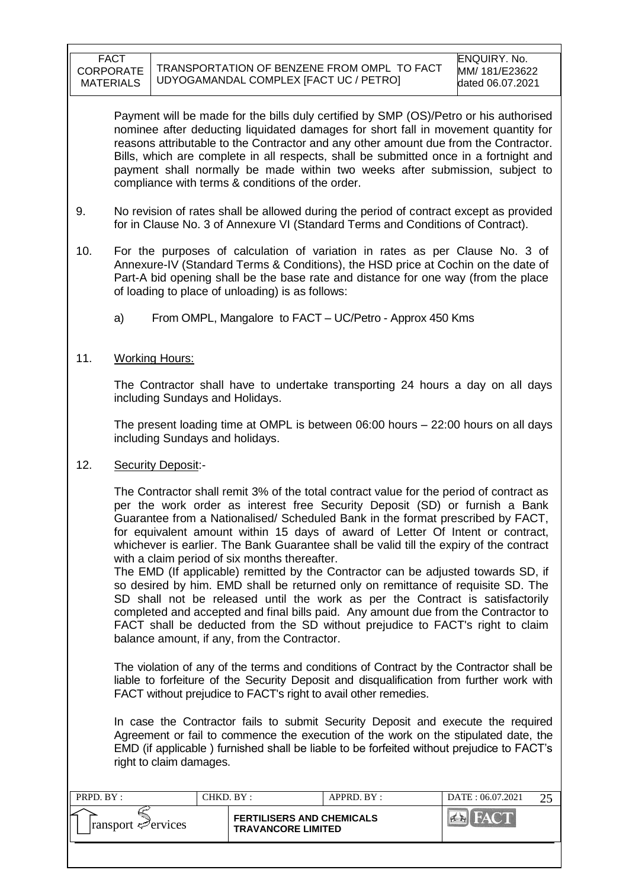Payment will be made for the bills duly certified by SMP (OS)/Petro or his authorised nominee after deducting liquidated damages for short fall in movement quantity for reasons attributable to the Contractor and any other amount due from the Contractor. Bills, which are complete in all respects, shall be submitted once in a fortnight and payment shall normally be made within two weeks after submission, subject to compliance with terms & conditions of the order.

9. No revision of rates shall be allowed during the period of contract except as provided for in Clause No. 3 of Annexure VI (Standard Terms and Conditions of Contract).

10. For the purposes of calculation of variation in rates as per Clause No. 3 of Annexure-IV (Standard Terms & Conditions), the HSD price at Cochin on the date of Part-A bid opening shall be the base rate and distance for one way (from the place of loading to place of unloading) is as follows:

    a) From OMPL, Mangalore to FACT – UC/Petro - Approx 450 Kms

11. Working Hours:

    The Contractor shall have to undertake transporting 24 hours a day on all days including Sundays and Holidays.

    The present loading time at OMPL is between 06:00 hours – 22:00 hours on all days including Sundays and holidays.

12. Security Deposit:-

    The Contractor shall remit 3% of the total contract value for the period of contract as per the work order as interest free Security Deposit (SD) or furnish a Bank Guarantee from a Nationalised/ Scheduled Bank in the format prescribed by FACT, for equivalent amount within 15 days of award of Letter Of Intent or contract, whichever is earlier. The Bank Guarantee shall be valid till the expiry of the contract with a claim period of six months thereafter.
    The EMD (If applicable) remitted by the Contractor can be adjusted towards SD, if so desired by him. EMD shall be returned only on remittance of requisite SD. The SD shall not be released until the work as per the Contract is satisfactorily completed and accepted and final bills paid. Any amount due from the Contractor to FACT shall be deducted from the SD without prejudice to FACT's right to claim balance amount, if any, from the Contractor.

    The violation of any of the terms and conditions of Contract by the Contractor shall be liable to forfeiture of the Security Deposit and disqualification from further work with FACT without prejudice to FACT's right to avail other remedies.

    In case the Contractor fails to submit Security Deposit and execute the required Agreement or fail to commence the execution of the work on the stipulated date, the EMD (if applicable ) furnished shall be liable to be forfeited without prejudice to FACT's right to claim damages.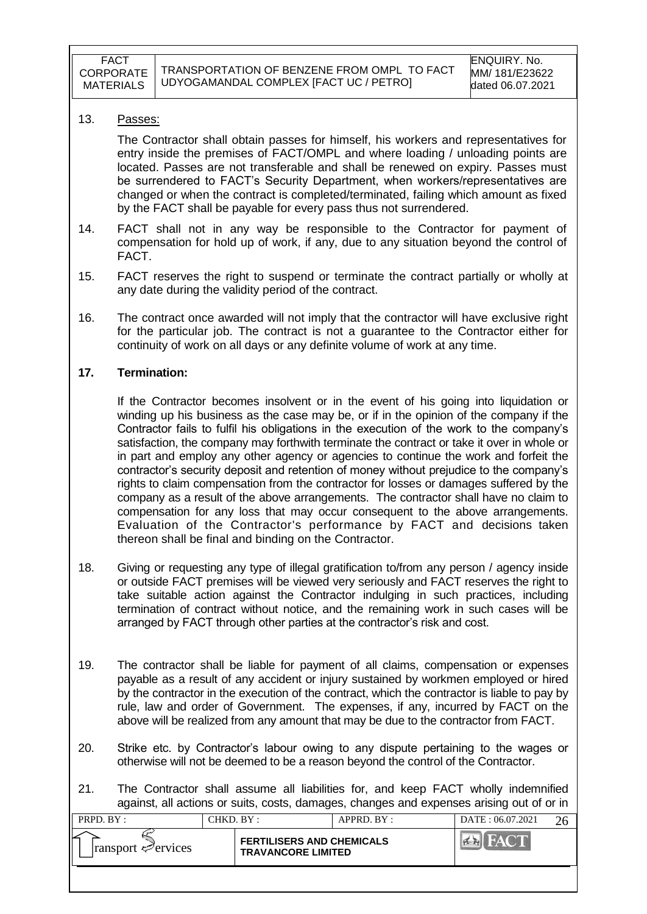13. Passes:

    The Contractor shall obtain passes for himself, his workers and representatives for entry inside the premises of FACT/OMPL and where loading / unloading points are located. Passes are not transferable and shall be renewed on expiry. Passes must be surrendered to FACT's Security Department, when workers/representatives are changed or when the contract is completed/terminated, failing which amount as fixed by the FACT shall be payable for every pass thus not surrendered.

14. FACT shall not in any way be responsible to the Contractor for payment of compensation for hold up of work, if any, due to any situation beyond the control of FACT.

15. FACT reserves the right to suspend or terminate the contract partially or wholly at any date during the validity period of the contract.

16. The contract once awarded will not imply that the contractor will have exclusive right for the particular job. The contract is not a guarantee to the Contractor either for continuity of work on all days or any definite volume of work at any time.

**17. Termination:**

If the Contractor becomes insolvent or in the event of his going into liquidation or winding up his business as the case may be, or if in the opinion of the company if the Contractor fails to fulfil his obligations in the execution of the work to the company's satisfaction, the company may forthwith terminate the contract or take it over in whole or in part and employ any other agency or agencies to continue the work and forfeit the contractor's security deposit and retention of money without prejudice to the company's rights to claim compensation from the contractor for losses or damages suffered by the company as a result of the above arrangements. The contractor shall have no claim to compensation for any loss that may occur consequent to the above arrangements. Evaluation of the Contractor's performance by FACT and decisions taken thereon shall be final and binding on the Contractor.

18. Giving or requesting any type of illegal gratification to/from any person / agency inside or outside FACT premises will be viewed very seriously and FACT reserves the right to take suitable action against the Contractor indulging in such practices, including termination of contract without notice, and the remaining work in such cases will be arranged by FACT through other parties at the contractor's risk and cost.

19. The contractor shall be liable for payment of all claims, compensation or expenses payable as a result of any accident or injury sustained by workmen employed or hired by the contractor in the execution of the contract, which the contractor is liable to pay by rule, law and order of Government. The expenses, if any, incurred by FACT on the above will be realized from any amount that may be due to the contractor from FACT.

20. Strike etc. by Contractor's labour owing to any dispute pertaining to the wages or otherwise will not be deemed to be a reason beyond the control of the Contractor.

21. The Contractor shall assume all liabilities for, and keep FACT wholly indemnified against, all actions or suits, costs, damages, changes and expenses arising out of or in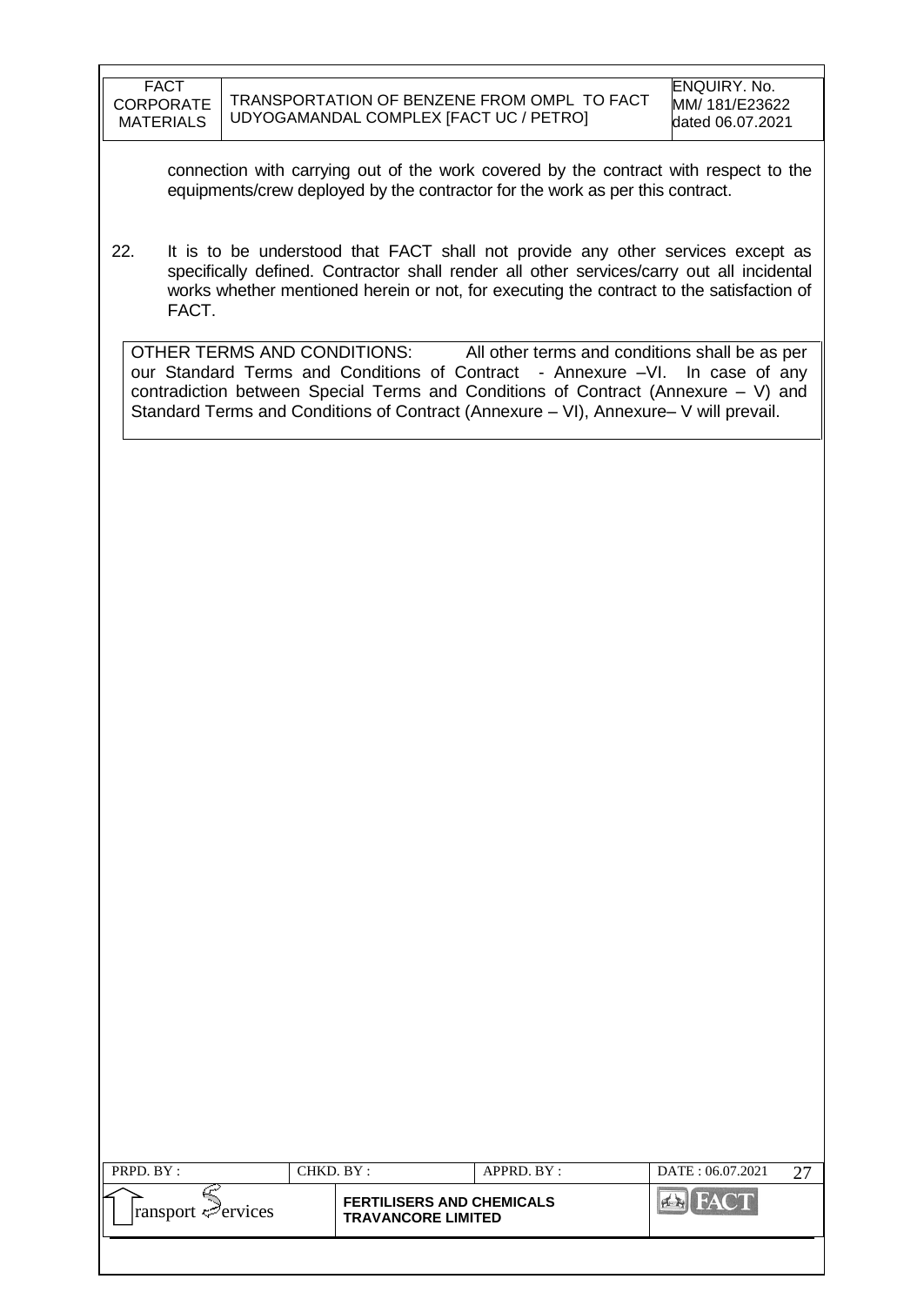connection with carrying out of the work covered by the contract with respect to the equipments/crew deployed by the contractor for the work as per this contract.

22. It is to be understood that FACT shall not provide any other services except as specifically defined. Contractor shall render all other services/carry out all incidental works whether mentioned herein or not, for executing the contract to the satisfaction of FACT.

OTHER TERMS AND CONDITIONS: All other terms and conditions shall be as per our Standard Terms and Conditions of Contract - Annexure –VI. In case of any contradiction between Special Terms and Conditions of Contract (Annexure – V) and Standard Terms and Conditions of Contract (Annexure – VI), Annexure– V will prevail.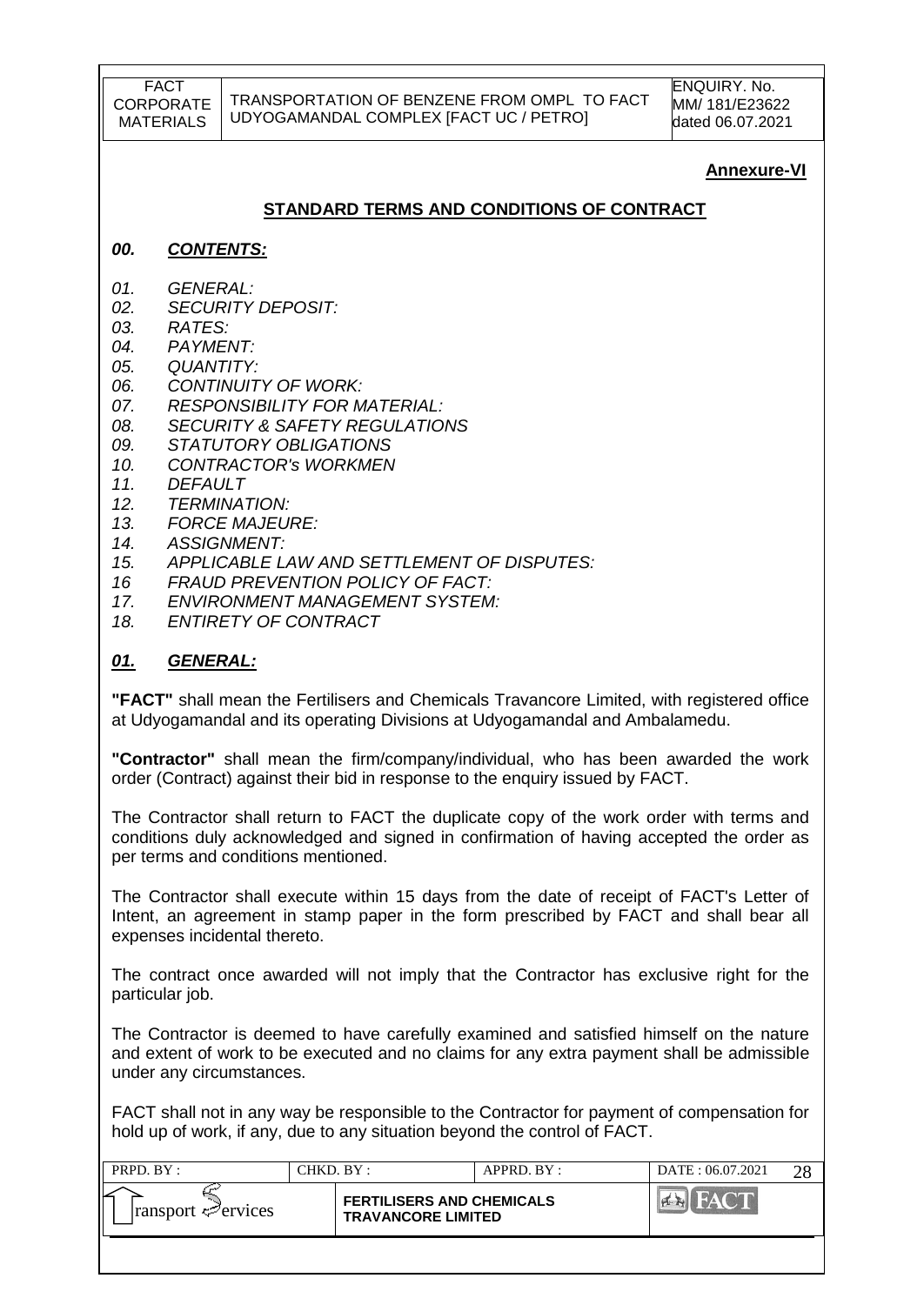**Annexure-VI**

## STANDARD TERMS AND CONDITIONS OF CONTRACT

### *00. CONTENTS:*

*01. GENERAL:*
*02. SECURITY DEPOSIT:*
*03. RATES:*
*04. PAYMENT:*
*05. QUANTITY:*
*06. CONTINUITY OF WORK:*
*07. RESPONSIBILITY FOR MATERIAL:*
*08. SECURITY & SAFETY REGULATIONS*
*09. STATUTORY OBLIGATIONS*
*10. CONTRACTOR's WORKMEN*
*11. DEFAULT*
*12. TERMINATION:*
*13. FORCE MAJEURE:*
*14. ASSIGNMENT:*
*15. APPLICABLE LAW AND SETTLEMENT OF DISPUTES:*
*16 FRAUD PREVENTION POLICY OF FACT:*
*17. ENVIRONMENT MANAGEMENT SYSTEM:*
*18. ENTIRETY OF CONTRACT*

### *01. GENERAL:*

**"FACT"** shall mean the Fertilisers and Chemicals Travancore Limited, with registered office at Udyogamandal and its operating Divisions at Udyogamandal and Ambalamedu.

**"Contractor"** shall mean the firm/company/individual, who has been awarded the work order (Contract) against their bid in response to the enquiry issued by FACT.

The Contractor shall return to FACT the duplicate copy of the work order with terms and conditions duly acknowledged and signed in confirmation of having accepted the order as per terms and conditions mentioned.

The Contractor shall execute within 15 days from the date of receipt of FACT's Letter of Intent, an agreement in stamp paper in the form prescribed by FACT and shall bear all expenses incidental thereto.

The contract once awarded will not imply that the Contractor has exclusive right for the particular job.

The Contractor is deemed to have carefully examined and satisfied himself on the nature and extent of work to be executed and no claims for any extra payment shall be admissible under any circumstances.

FACT shall not in any way be responsible to the Contractor for payment of compensation for hold up of work, if any, due to any situation beyond the control of FACT.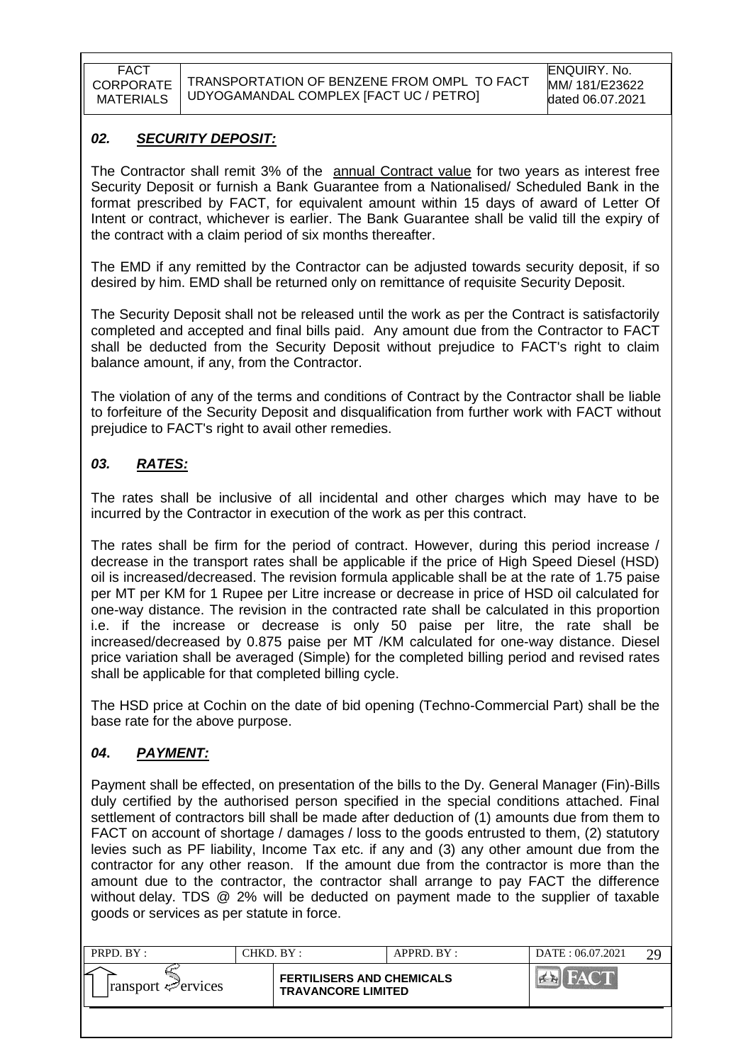## *02. SECURITY DEPOSIT:*

The Contractor shall remit 3% of the annual Contract value for two years as interest free Security Deposit or furnish a Bank Guarantee from a Nationalised/ Scheduled Bank in the format prescribed by FACT, for equivalent amount within 15 days of award of Letter Of Intent or contract, whichever is earlier. The Bank Guarantee shall be valid till the expiry of the contract with a claim period of six months thereafter.

The EMD if any remitted by the Contractor can be adjusted towards security deposit, if so desired by him. EMD shall be returned only on remittance of requisite Security Deposit.

The Security Deposit shall not be released until the work as per the Contract is satisfactorily completed and accepted and final bills paid. Any amount due from the Contractor to FACT shall be deducted from the Security Deposit without prejudice to FACT's right to claim balance amount, if any, from the Contractor.

The violation of any of the terms and conditions of Contract by the Contractor shall be liable to forfeiture of the Security Deposit and disqualification from further work with FACT without prejudice to FACT's right to avail other remedies.

## *03. RATES:*

The rates shall be inclusive of all incidental and other charges which may have to be incurred by the Contractor in execution of the work as per this contract.

The rates shall be firm for the period of contract. However, during this period increase / decrease in the transport rates shall be applicable if the price of High Speed Diesel (HSD) oil is increased/decreased. The revision formula applicable shall be at the rate of 1.75 paise per MT per KM for 1 Rupee per Litre increase or decrease in price of HSD oil calculated for one-way distance. The revision in the contracted rate shall be calculated in this proportion i.e. if the increase or decrease is only 50 paise per litre, the rate shall be increased/decreased by 0.875 paise per MT /KM calculated for one-way distance. Diesel price variation shall be averaged (Simple) for the completed billing period and revised rates shall be applicable for that completed billing cycle.

The HSD price at Cochin on the date of bid opening (Techno-Commercial Part) shall be the base rate for the above purpose.

## *04. PAYMENT:*

Payment shall be effected, on presentation of the bills to the Dy. General Manager (Fin)-Bills duly certified by the authorised person specified in the special conditions attached. Final settlement of contractors bill shall be made after deduction of (1) amounts due from them to FACT on account of shortage / damages / loss to the goods entrusted to them, (2) statutory levies such as PF liability, Income Tax etc. if any and (3) any other amount due from the contractor for any other reason. If the amount due from the contractor is more than the amount due to the contractor, the contractor shall arrange to pay FACT the difference without delay. TDS @ 2% will be deducted on payment made to the supplier of taxable goods or services as per statute in force.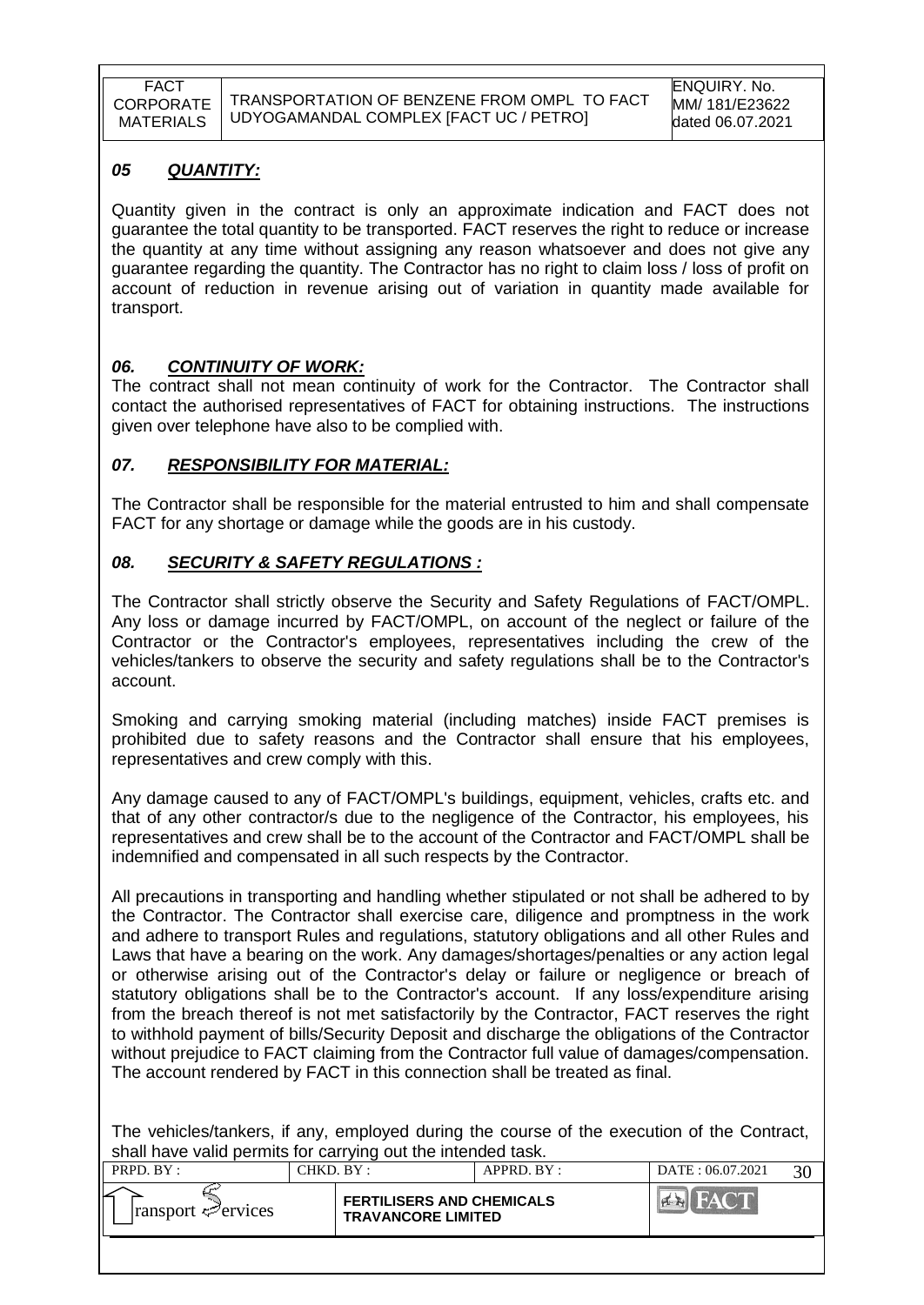## *05 QUANTITY:*

Quantity given in the contract is only an approximate indication and FACT does not guarantee the total quantity to be transported. FACT reserves the right to reduce or increase the quantity at any time without assigning any reason whatsoever and does not give any guarantee regarding the quantity. The Contractor has no right to claim loss / loss of profit on account of reduction in revenue arising out of variation in quantity made available for transport.

## *06. CONTINUITY OF WORK:*

The contract shall not mean continuity of work for the Contractor. The Contractor shall contact the authorised representatives of FACT for obtaining instructions. The instructions given over telephone have also to be complied with.

## *07. RESPONSIBILITY FOR MATERIAL:*

The Contractor shall be responsible for the material entrusted to him and shall compensate FACT for any shortage or damage while the goods are in his custody.

## *08. SECURITY & SAFETY REGULATIONS :*

The Contractor shall strictly observe the Security and Safety Regulations of FACT/OMPL. Any loss or damage incurred by FACT/OMPL, on account of the neglect or failure of the Contractor or the Contractor's employees, representatives including the crew of the vehicles/tankers to observe the security and safety regulations shall be to the Contractor's account.

Smoking and carrying smoking material (including matches) inside FACT premises is prohibited due to safety reasons and the Contractor shall ensure that his employees, representatives and crew comply with this.

Any damage caused to any of FACT/OMPL's buildings, equipment, vehicles, crafts etc. and that of any other contractor/s due to the negligence of the Contractor, his employees, his representatives and crew shall be to the account of the Contractor and FACT/OMPL shall be indemnified and compensated in all such respects by the Contractor.

All precautions in transporting and handling whether stipulated or not shall be adhered to by the Contractor. The Contractor shall exercise care, diligence and promptness in the work and adhere to transport Rules and regulations, statutory obligations and all other Rules and Laws that have a bearing on the work. Any damages/shortages/penalties or any action legal or otherwise arising out of the Contractor's delay or failure or negligence or breach of statutory obligations shall be to the Contractor's account. If any loss/expenditure arising from the breach thereof is not met satisfactorily by the Contractor, FACT reserves the right to withhold payment of bills/Security Deposit and discharge the obligations of the Contractor without prejudice to FACT claiming from the Contractor full value of damages/compensation. The account rendered by FACT in this connection shall be treated as final.

The vehicles/tankers, if any, employed during the course of the execution of the Contract, shall have valid permits for carrying out the intended task.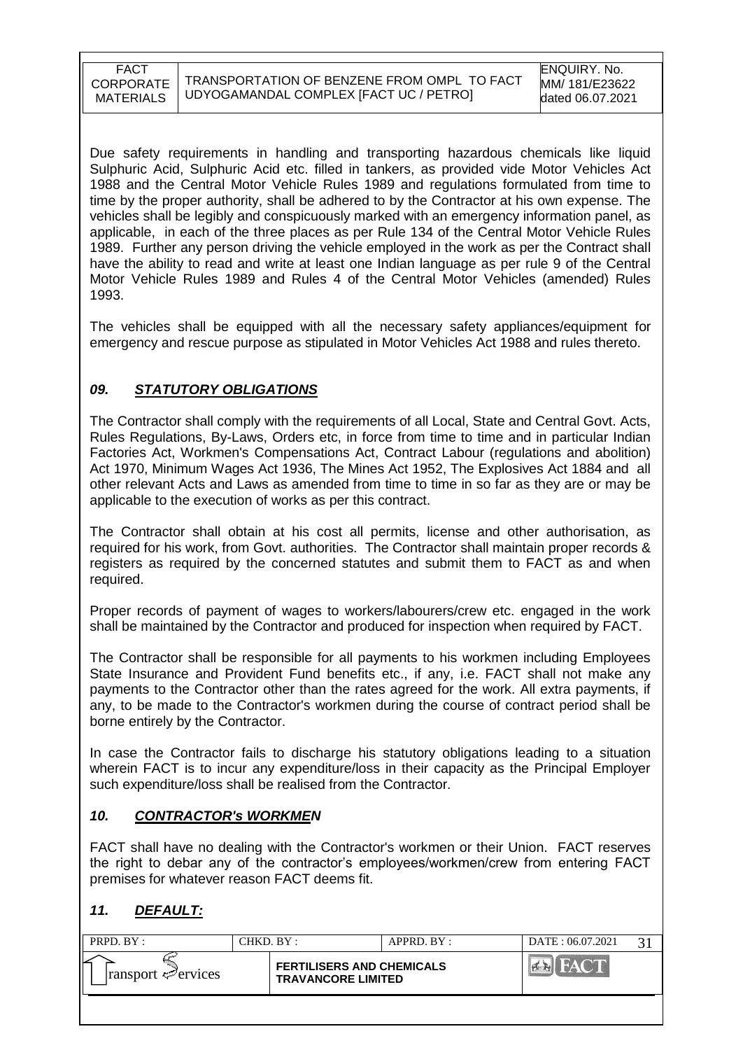Due safety requirements in handling and transporting hazardous chemicals like liquid Sulphuric Acid, Sulphuric Acid etc. filled in tankers, as provided vide Motor Vehicles Act 1988 and the Central Motor Vehicle Rules 1989 and regulations formulated from time to time by the proper authority, shall be adhered to by the Contractor at his own expense. The vehicles shall be legibly and conspicuously marked with an emergency information panel, as applicable, in each of the three places as per Rule 134 of the Central Motor Vehicle Rules 1989. Further any person driving the vehicle employed in the work as per the Contract shall have the ability to read and write at least one Indian language as per rule 9 of the Central Motor Vehicle Rules 1989 and Rules 4 of the Central Motor Vehicles (amended) Rules 1993.

The vehicles shall be equipped with all the necessary safety appliances/equipment for emergency and rescue purpose as stipulated in Motor Vehicles Act 1988 and rules thereto.

## *09. STATUTORY OBLIGATIONS*

The Contractor shall comply with the requirements of all Local, State and Central Govt. Acts, Rules Regulations, By-Laws, Orders etc, in force from time to time and in particular Indian Factories Act, Workmen's Compensations Act, Contract Labour (regulations and abolition) Act 1970, Minimum Wages Act 1936, The Mines Act 1952, The Explosives Act 1884 and all other relevant Acts and Laws as amended from time to time in so far as they are or may be applicable to the execution of works as per this contract.

The Contractor shall obtain at his cost all permits, license and other authorisation, as required for his work, from Govt. authorities. The Contractor shall maintain proper records & registers as required by the concerned statutes and submit them to FACT as and when required.

Proper records of payment of wages to workers/labourers/crew etc. engaged in the work shall be maintained by the Contractor and produced for inspection when required by FACT.

The Contractor shall be responsible for all payments to his workmen including Employees State Insurance and Provident Fund benefits etc., if any, i.e. FACT shall not make any payments to the Contractor other than the rates agreed for the work. All extra payments, if any, to be made to the Contractor's workmen during the course of contract period shall be borne entirely by the Contractor.

In case the Contractor fails to discharge his statutory obligations leading to a situation wherein FACT is to incur any expenditure/loss in their capacity as the Principal Employer such expenditure/loss shall be realised from the Contractor.

## *10. CONTRACTOR's WORKMEN*

FACT shall have no dealing with the Contractor's workmen or their Union. FACT reserves the right to debar any of the contractor's employees/workmen/crew from entering FACT premises for whatever reason FACT deems fit.

## *11. DEFAULT:*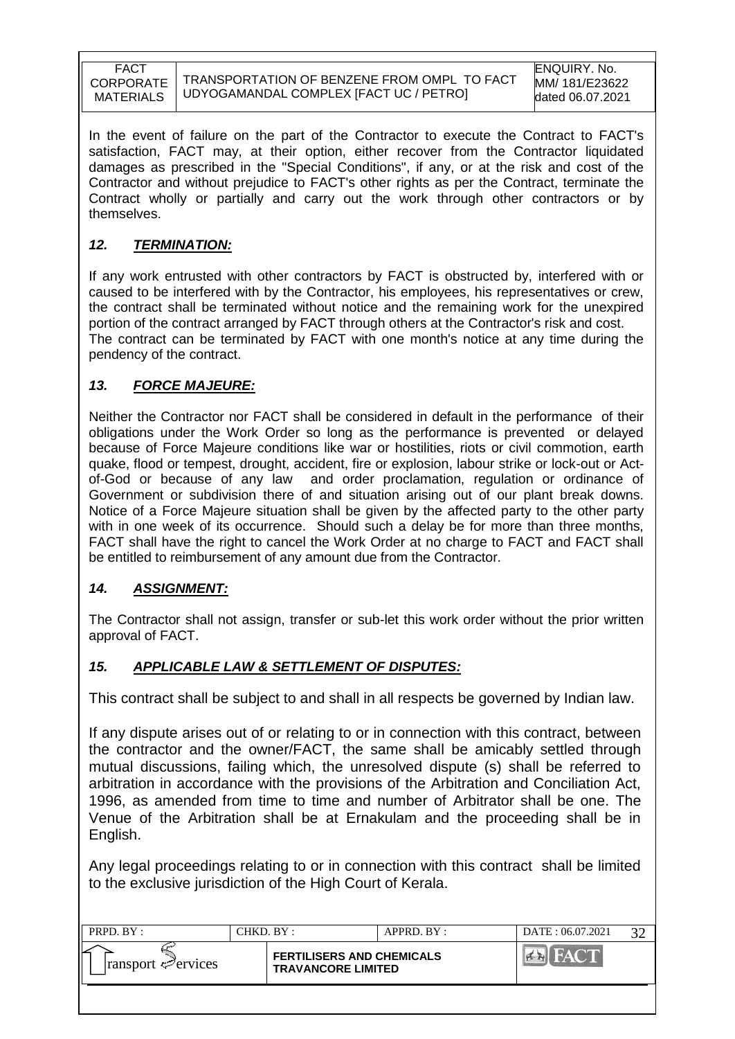In the event of failure on the part of the Contractor to execute the Contract to FACT's satisfaction, FACT may, at their option, either recover from the Contractor liquidated damages as prescribed in the "Special Conditions", if any, or at the risk and cost of the Contractor and without prejudice to FACT's other rights as per the Contract, terminate the Contract wholly or partially and carry out the work through other contractors or by themselves.

### *12. TERMINATION:*

If any work entrusted with other contractors by FACT is obstructed by, interfered with or caused to be interfered with by the Contractor, his employees, his representatives or crew, the contract shall be terminated without notice and the remaining work for the unexpired portion of the contract arranged by FACT through others at the Contractor's risk and cost.
The contract can be terminated by FACT with one month's notice at any time during the pendency of the contract.

### *13. FORCE MAJEURE:*

Neither the Contractor nor FACT shall be considered in default in the performance of their obligations under the Work Order so long as the performance is prevented or delayed because of Force Majeure conditions like war or hostilities, riots or civil commotion, earth quake, flood or tempest, drought, accident, fire or explosion, labour strike or lock-out or Act-of-God or because of any law and order proclamation, regulation or ordinance of Government or subdivision there of and situation arising out of our plant break downs. Notice of a Force Majeure situation shall be given by the affected party to the other party with in one week of its occurrence. Should such a delay be for more than three months, FACT shall have the right to cancel the Work Order at no charge to FACT and FACT shall be entitled to reimbursement of any amount due from the Contractor.

### *14. ASSIGNMENT:*

The Contractor shall not assign, transfer or sub-let this work order without the prior written approval of FACT.

### *15. APPLICABLE LAW & SETTLEMENT OF DISPUTES:*

This contract shall be subject to and shall in all respects be governed by Indian law.

If any dispute arises out of or relating to or in connection with this contract, between the contractor and the owner/FACT, the same shall be amicably settled through mutual discussions, failing which, the unresolved dispute (s) shall be referred to arbitration in accordance with the provisions of the Arbitration and Conciliation Act, 1996, as amended from time to time and number of Arbitrator shall be one. The Venue of the Arbitration shall be at Ernakulam and the proceeding shall be in English.

Any legal proceedings relating to or in connection with this contract shall be limited to the exclusive jurisdiction of the High Court of Kerala.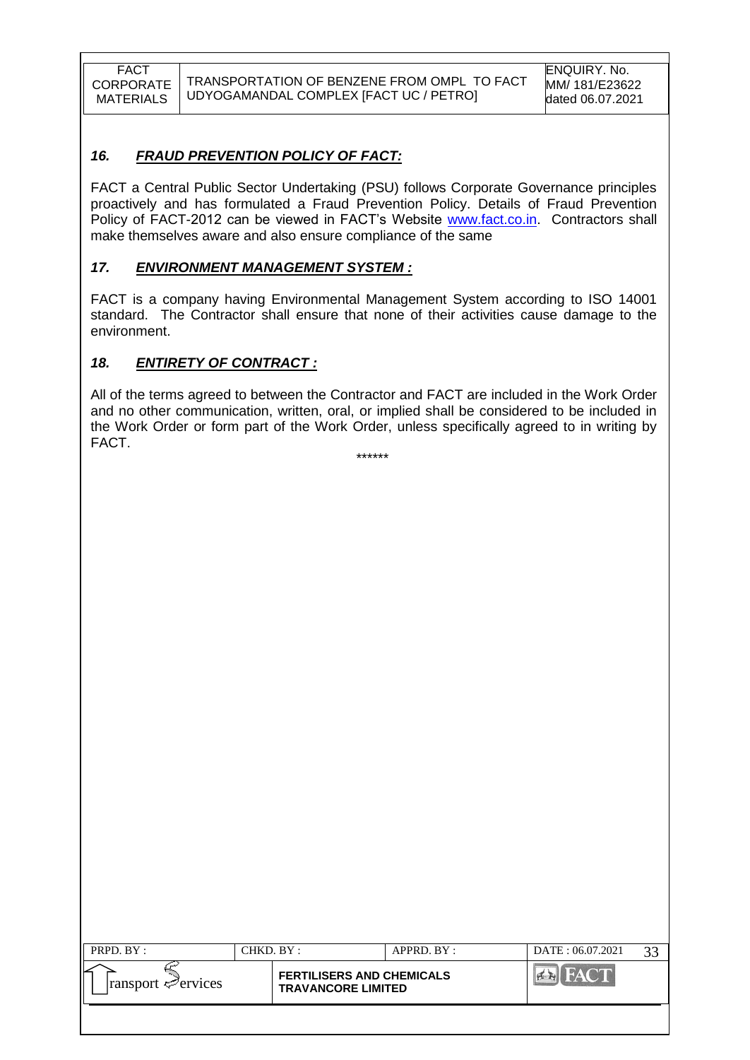## *16. FRAUD PREVENTION POLICY OF FACT:*

FACT a Central Public Sector Undertaking (PSU) follows Corporate Governance principles proactively and has formulated a Fraud Prevention Policy. Details of Fraud Prevention Policy of FACT-2012 can be viewed in FACT's Website www.fact.co.in. Contractors shall make themselves aware and also ensure compliance of the same

## *17. ENVIRONMENT MANAGEMENT SYSTEM :*

FACT is a company having Environmental Management System according to ISO 14001 standard. The Contractor shall ensure that none of their activities cause damage to the environment.

## *18. ENTIRETY OF CONTRACT :*

All of the terms agreed to between the Contractor and FACT are included in the Work Order and no other communication, written, oral, or implied shall be considered to be included in the Work Order or form part of the Work Order, unless specifically agreed to in writing by FACT.

******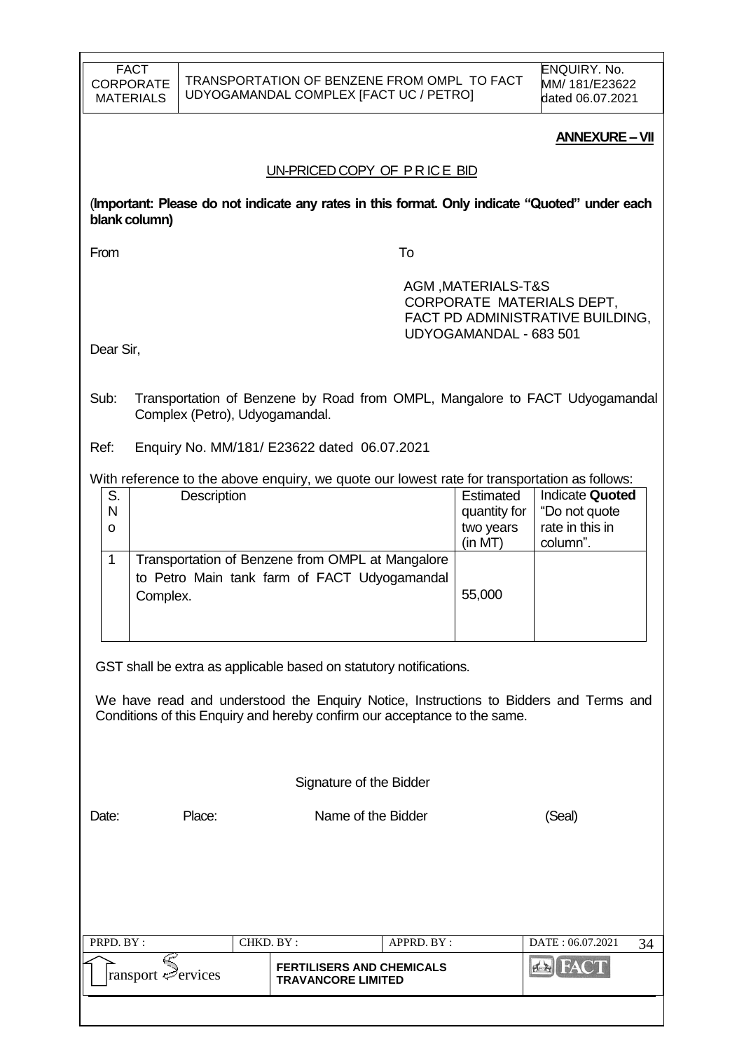**ANNEXURE – VII**

UN-PRICED COPY OF PRICE BID

(**Important: Please do not indicate any rates in this format. Only indicate "Quoted" under each blank column)**

From

To

AGM ,MATERIALS-T&S
CORPORATE MATERIALS DEPT,
FACT PD ADMINISTRATIVE BUILDING,
UDYOGAMANDAL - 683 501

Dear Sir,

Sub: Transportation of Benzene by Road from OMPL, Mangalore to FACT Udyogamandal Complex (Petro), Udyogamandal.

Ref: Enquiry No. MM/181/ E23622 dated 06.07.2021

With reference to the above enquiry, we quote our lowest rate for transportation as follows:

| S. No | Description | Estimated quantity for two years (in MT) | Indicate **Quoted** "Do not quote rate in this in column". |
|---|---|---|---|
| 1 | Transportation of Benzene from OMPL at Mangalore to Petro Main tank farm of FACT Udyogamandal Complex. | 55,000 | |

GST shall be extra as applicable based on statutory notifications.

We have read and understood the Enquiry Notice, Instructions to Bidders and Terms and Conditions of this Enquiry and hereby confirm our acceptance to the same.

Signature of the Bidder

Date: Place: Name of the Bidder (Seal)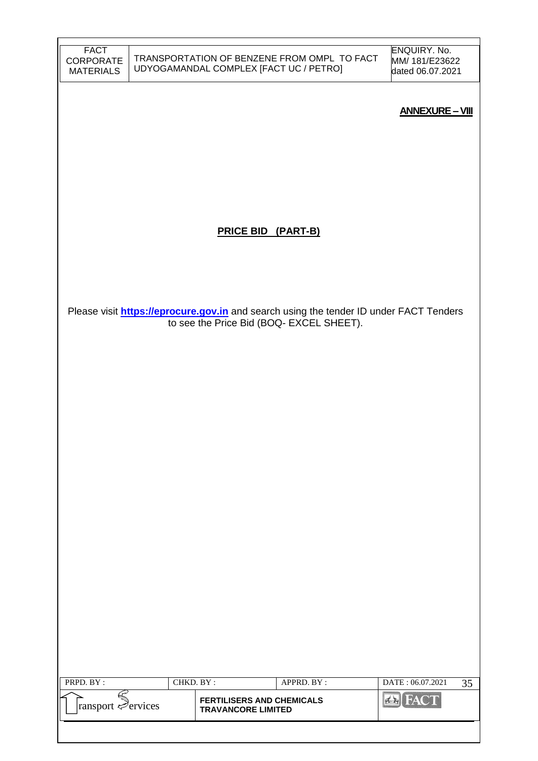**ANNEXURE – VIII**

## PRICE BID (PART-B)

Please visit **https://eprocure.gov.in** and search using the tender ID under FACT Tenders to see the Price Bid (BOQ- EXCEL SHEET).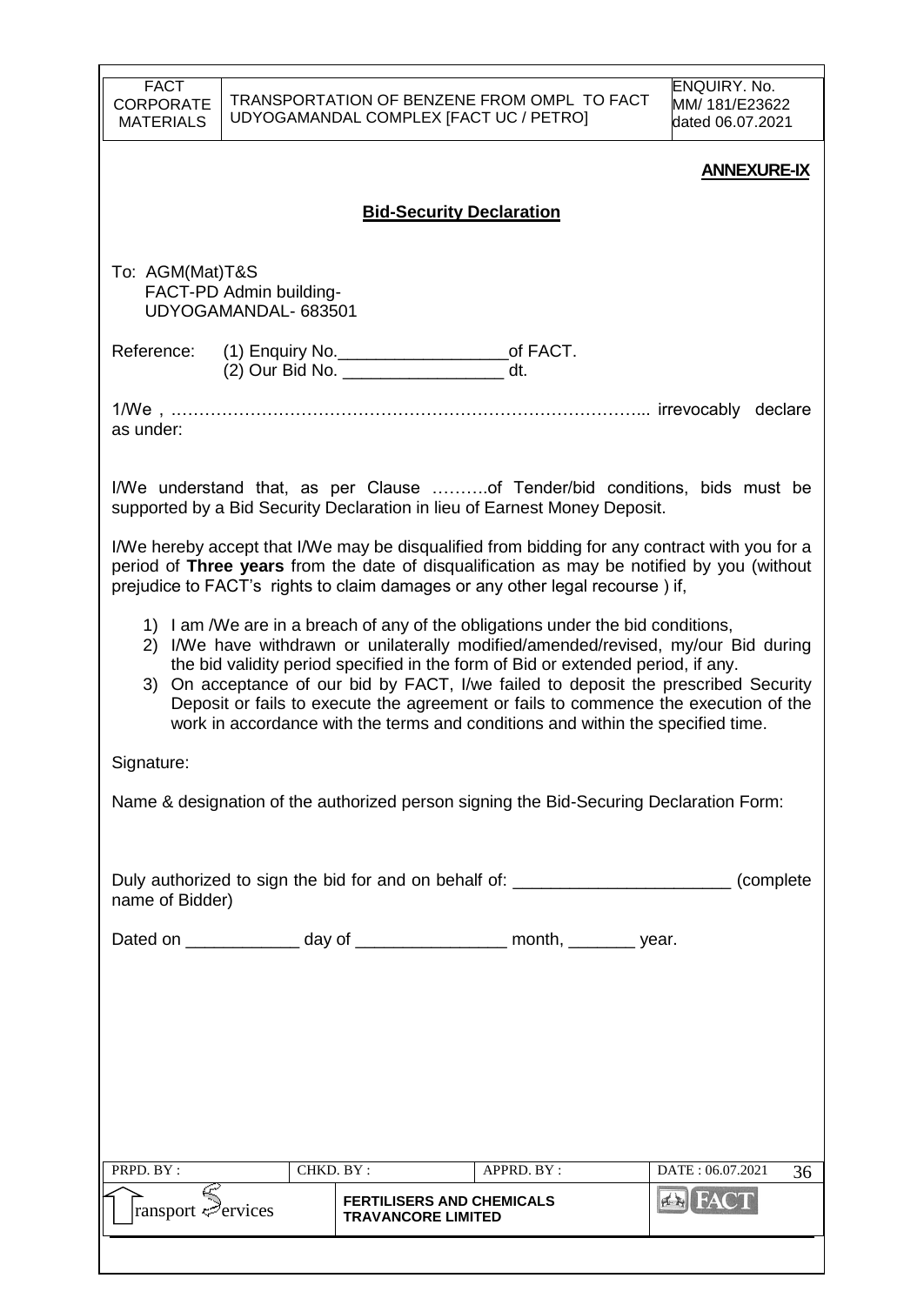**ANNEXURE-IX**

## Bid-Security Declaration

To: AGM(Mat)T&S
FACT-PD Admin building-
UDYOGAMANDAL- 683501

Reference: (1) Enquiry No.__________________of FACT.
(2) Our Bid No. _________________ dt.

1/We , ………………………………………………………………………... irrevocably declare as under:

I/We understand that, as per Clause ……….of Tender/bid conditions, bids must be supported by a Bid Security Declaration in lieu of Earnest Money Deposit.

I/We hereby accept that I/We may be disqualified from bidding for any contract with you for a period of **Three years** from the date of disqualification as may be notified by you (without prejudice to FACT's rights to claim damages or any other legal recourse ) if,

1) I am /We are in a breach of any of the obligations under the bid conditions,
2) I/We have withdrawn or unilaterally modified/amended/revised, my/our Bid during the bid validity period specified in the form of Bid or extended period, if any.
3) On acceptance of our bid by FACT, I/we failed to deposit the prescribed Security Deposit or fails to execute the agreement or fails to commence the execution of the work in accordance with the terms and conditions and within the specified time.

Signature:

Name & designation of the authorized person signing the Bid-Securing Declaration Form:

Duly authorized to sign the bid for and on behalf of: _______________________ (complete name of Bidder)

Dated on ____________ day of ________________ month, _______ year.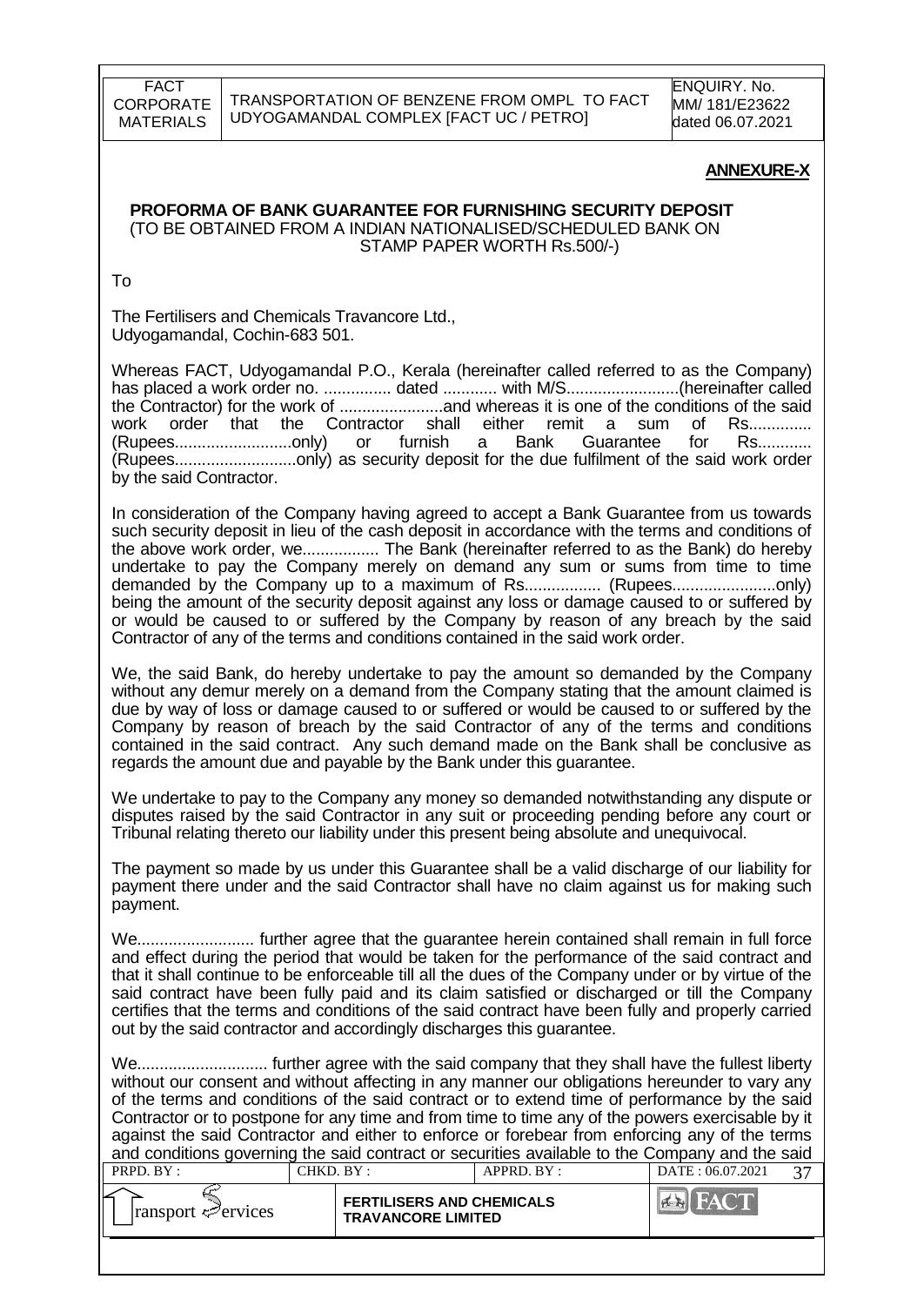**ANNEXURE-X**

**PROFORMA OF BANK GUARANTEE FOR FURNISHING SECURITY DEPOSIT**
(TO BE OBTAINED FROM A INDIAN NATIONALISED/SCHEDULED BANK ON STAMP PAPER WORTH Rs.500/-)

To

The Fertilisers and Chemicals Travancore Ltd.,
Udyogamandal, Cochin-683 501.

Whereas FACT, Udyogamandal P.O., Kerala (hereinafter called referred to as the Company) has placed a work order no. ............... dated ............ with M/S.........................(hereinafter called the Contractor) for the work of .......................and whereas it is one of the conditions of the said work order that the Contractor shall either remit a sum of Rs.............. (Rupees..........................only) or furnish a Bank Guarantee for Rs............ (Rupees...........................only) as security deposit for the due fulfilment of the said work order by the said Contractor.

In consideration of the Company having agreed to accept a Bank Guarantee from us towards such security deposit in lieu of the cash deposit in accordance with the terms and conditions of the above work order, we................. The Bank (hereinafter referred to as the Bank) do hereby undertake to pay the Company merely on demand any sum or sums from time to time demanded by the Company up to a maximum of Rs................. (Rupees.......................only) being the amount of the security deposit against any loss or damage caused to or suffered by or would be caused to or suffered by the Company by reason of any breach by the said Contractor of any of the terms and conditions contained in the said work order.

We, the said Bank, do hereby undertake to pay the amount so demanded by the Company without any demur merely on a demand from the Company stating that the amount claimed is due by way of loss or damage caused to or suffered or would be caused to or suffered by the Company by reason of breach by the said Contractor of any of the terms and conditions contained in the said contract. Any such demand made on the Bank shall be conclusive as regards the amount due and payable by the Bank under this guarantee.

We undertake to pay to the Company any money so demanded notwithstanding any dispute or disputes raised by the said Contractor in any suit or proceeding pending before any court or Tribunal relating thereto our liability under this present being absolute and unequivocal.

The payment so made by us under this Guarantee shall be a valid discharge of our liability for payment there under and the said Contractor shall have no claim against us for making such payment.

We.......................... further agree that the guarantee herein contained shall remain in full force and effect during the period that would be taken for the performance of the said contract and that it shall continue to be enforceable till all the dues of the Company under or by virtue of the said contract have been fully paid and its claim satisfied or discharged or till the Company certifies that the terms and conditions of the said contract have been fully and properly carried out by the said contractor and accordingly discharges this guarantee.

We............................ further agree with the said company that they shall have the fullest liberty without our consent and without affecting in any manner our obligations hereunder to vary any of the terms and conditions of the said contract or to extend time of performance by the said Contractor or to postpone for any time and from time to time any of the powers exercisable by it against the said Contractor and either to enforce or forebear from enforcing any of the terms and conditions governing the said contract or securities available to the Company and the said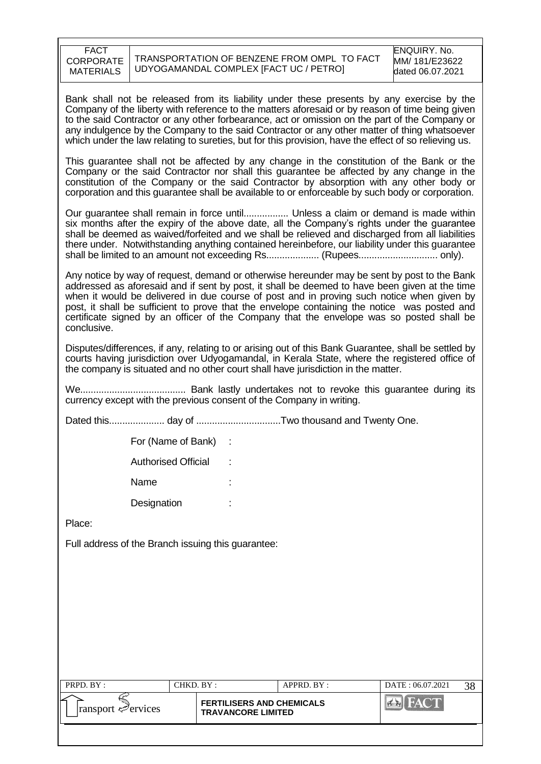Bank shall not be released from its liability under these presents by any exercise by the Company of the liberty with reference to the matters aforesaid or by reason of time being given to the said Contractor or any other forbearance, act or omission on the part of the Company or any indulgence by the Company to the said Contractor or any other matter of thing whatsoever which under the law relating to sureties, but for this provision, have the effect of so relieving us.

This guarantee shall not be affected by any change in the constitution of the Bank or the Company or the said Contractor nor shall this guarantee be affected by any change in the constitution of the Company or the said Contractor by absorption with any other body or corporation and this guarantee shall be available to or enforceable by such body or corporation.

Our guarantee shall remain in force until................. Unless a claim or demand is made within six months after the expiry of the above date, all the Company's rights under the guarantee shall be deemed as waived/forfeited and we shall be relieved and discharged from all liabilities there under. Notwithstanding anything contained hereinbefore, our liability under this guarantee shall be limited to an amount not exceeding Rs.................... (Rupees............................. only).

Any notice by way of request, demand or otherwise hereunder may be sent by post to the Bank addressed as aforesaid and if sent by post, it shall be deemed to have been given at the time when it would be delivered in due course of post and in proving such notice when given by post, it shall be sufficient to prove that the envelope containing the notice was posted and certificate signed by an officer of the Company that the envelope was so posted shall be conclusive.

Disputes/differences, if any, relating to or arising out of this Bank Guarantee, shall be settled by courts having jurisdiction over Udyogamandal, in Kerala State, where the registered office of the company is situated and no other court shall have jurisdiction in the matter.

We........................................ Bank lastly undertakes not to revoke this guarantee during its currency except with the previous consent of the Company in writing.

Dated this..................... day of ................................Two thousand and Twenty One.

For (Name of Bank) :

Authorised Official :

Name :

Designation :

Place:

Full address of the Branch issuing this guarantee: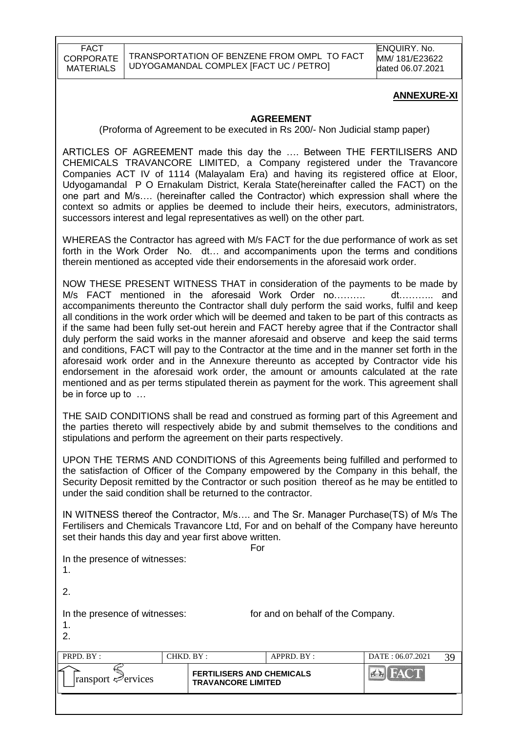## ANNEXURE-XI

### AGREEMENT

(Proforma of Agreement to be executed in Rs 200/- Non Judicial stamp paper)

ARTICLES OF AGREEMENT made this day the …. Between THE FERTILISERS AND CHEMICALS TRAVANCORE LIMITED, a Company registered under the Travancore Companies ACT IV of 1114 (Malayalam Era) and having its registered office at Eloor, Udyogamandal P O Ernakulam District, Kerala State(hereinafter called the FACT) on the one part and M/s…. (hereinafter called the Contractor) which expression shall where the context so admits or applies be deemed to include their heirs, executors, administrators, successors interest and legal representatives as well) on the other part.

WHEREAS the Contractor has agreed with M/s FACT for the due performance of work as set forth in the Work Order No. dt… and accompaniments upon the terms and conditions therein mentioned as accepted vide their endorsements in the aforesaid work order.

NOW THESE PRESENT WITNESS THAT in consideration of the payments to be made by M/s FACT mentioned in the aforesaid Work Order no………. dt……….. and accompaniments thereunto the Contractor shall duly perform the said works, fulfil and keep all conditions in the work order which will be deemed and taken to be part of this contracts as if the same had been fully set-out herein and FACT hereby agree that if the Contractor shall duly perform the said works in the manner aforesaid and observe and keep the said terms and conditions, FACT will pay to the Contractor at the time and in the manner set forth in the aforesaid work order and in the Annexure thereunto as accepted by Contractor vide his endorsement in the aforesaid work order, the amount or amounts calculated at the rate mentioned and as per terms stipulated therein as payment for the work. This agreement shall be in force up to …

THE SAID CONDITIONS shall be read and construed as forming part of this Agreement and the parties thereto will respectively abide by and submit themselves to the conditions and stipulations and perform the agreement on their parts respectively.

UPON THE TERMS AND CONDITIONS of this Agreements being fulfilled and performed to the satisfaction of Officer of the Company empowered by the Company in this behalf, the Security Deposit remitted by the Contractor or such position thereof as he may be entitled to under the said condition shall be returned to the contractor.

IN WITNESS thereof the Contractor, M/s…. and The Sr. Manager Purchase(TS) of M/s The Fertilisers and Chemicals Travancore Ltd, For and on behalf of the Company have hereunto set their hands this day and year first above written.

For

In the presence of witnesses:

1.

2.

In the presence of witnesses: for and on behalf of the Company.

1.

2.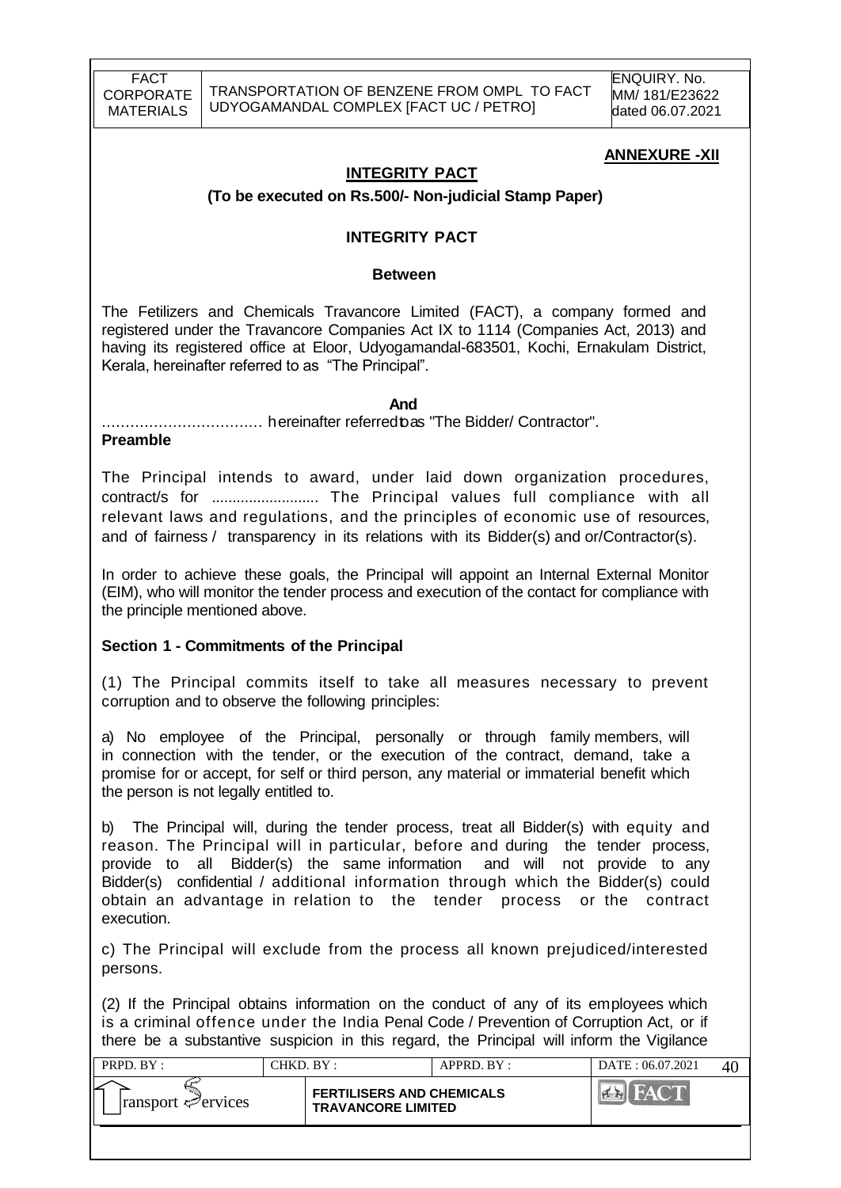**ANNEXURE -XII**

## INTEGRITY PACT

**(To be executed on Rs.500/- Non-judicial Stamp Paper)**

## INTEGRITY PACT

**Between**

The Fetilizers and Chemicals Travancore Limited (FACT), a company formed and registered under the Travancore Companies Act IX to 1114 (Companies Act, 2013) and having its registered office at Eloor, Udyogamandal-683501, Kochi, Ernakulam District, Kerala, hereinafter referred to as "The Principal".

**And**

................................ hereinafter referred to as "The Bidder/ Contractor".

**Preamble**

The Principal intends to award, under laid down organization procedures, contract/s for ......................... The Principal values full compliance with all relevant laws and regulations, and the principles of economic use of resources, and of fairness / transparency in its relations with its Bidder(s) and or/Contractor(s).

In order to achieve these goals, the Principal will appoint an Internal External Monitor (EIM), who will monitor the tender process and execution of the contact for compliance with the principle mentioned above.

### Section 1 - Commitments of the Principal

(1) The Principal commits itself to take all measures necessary to prevent corruption and to observe the following principles:

a) No employee of the Principal, personally or through family members, will in connection with the tender, or the execution of the contract, demand, take a promise for or accept, for self or third person, any material or immaterial benefit which the person is not legally entitled to.

b) The Principal will, during the tender process, treat all Bidder(s) with equity and reason. The Principal will in particular, before and during the tender process, provide to all Bidder(s) the same information and will not provide to any Bidder(s) confidential / additional information through which the Bidder(s) could obtain an advantage in relation to the tender process or the contract execution.

c) The Principal will exclude from the process all known prejudiced/interested persons.

(2) If the Principal obtains information on the conduct of any of its employees which is a criminal offence under the India Penal Code / Prevention of Corruption Act, or if there be a substantive suspicion in this regard, the Principal will inform the Vigilance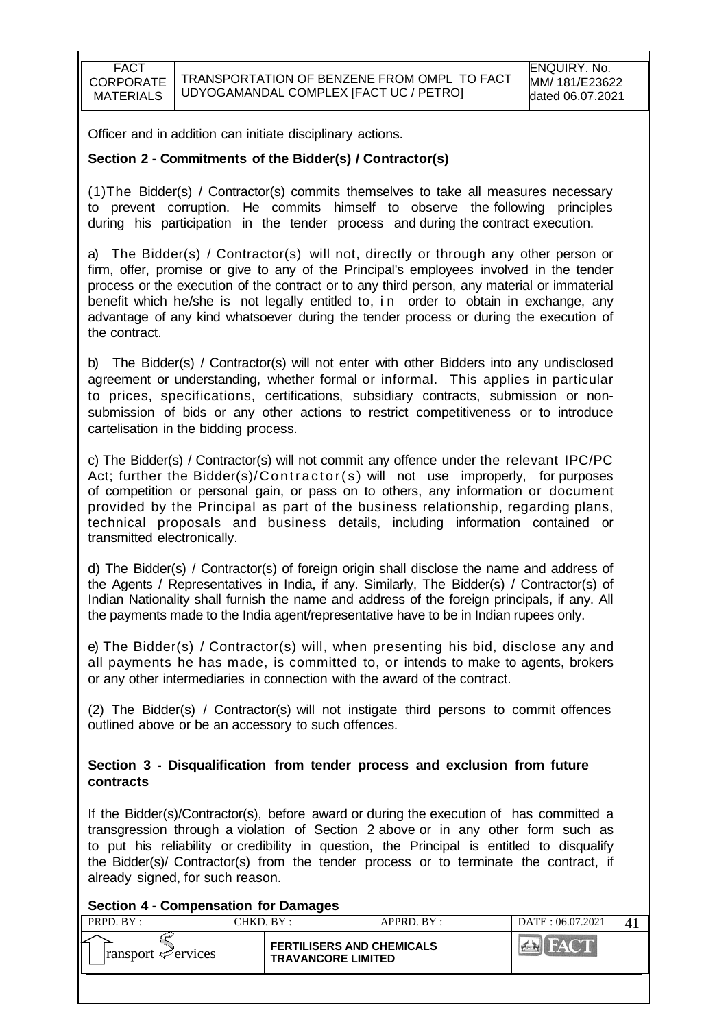Officer and in addition can initiate disciplinary actions.

**Section 2 - Commitments of the Bidder(s) / Contractor(s)**

(1)The Bidder(s) / Contractor(s) commits themselves to take all measures necessary to prevent corruption. He commits himself to observe the following principles during his participation in the tender process and during the contract execution.

a) The Bidder(s) / Contractor(s) will not, directly or through any other person or firm, offer, promise or give to any of the Principal's employees involved in the tender process or the execution of the contract or to any third person, any material or immaterial benefit which he/she is not legally entitled to, in order to obtain in exchange, any advantage of any kind whatsoever during the tender process or during the execution of the contract.

b) The Bidder(s) / Contractor(s) will not enter with other Bidders into any undisclosed agreement or understanding, whether formal or informal. This applies in particular to prices, specifications, certifications, subsidiary contracts, submission or non-submission of bids or any other actions to restrict competitiveness or to introduce cartelisation in the bidding process.

c) The Bidder(s) / Contractor(s) will not commit any offence under the relevant IPC/PC Act; further the Bidder(s)/Contractor(s) will not use improperly, for purposes of competition or personal gain, or pass on to others, any information or document provided by the Principal as part of the business relationship, regarding plans, technical proposals and business details, including information contained or transmitted electronically.

d) The Bidder(s) / Contractor(s) of foreign origin shall disclose the name and address of the Agents / Representatives in India, if any. Similarly, The Bidder(s) / Contractor(s) of Indian Nationality shall furnish the name and address of the foreign principals, if any. All the payments made to the India agent/representative have to be in Indian rupees only.

e) The Bidder(s) / Contractor(s) will, when presenting his bid, disclose any and all payments he has made, is committed to, or intends to make to agents, brokers or any other intermediaries in connection with the award of the contract.

(2) The Bidder(s) / Contractor(s) will not instigate third persons to commit offences outlined above or be an accessory to such offences.

**Section 3 - Disqualification from tender process and exclusion from future contracts**

If the Bidder(s)/Contractor(s), before award or during the execution of has committed a transgression through a violation of Section 2 above or in any other form such as to put his reliability or credibility in question, the Principal is entitled to disqualify the Bidder(s)/ Contractor(s) from the tender process or to terminate the contract, if already signed, for such reason.

**Section 4 - Compensation for Damages**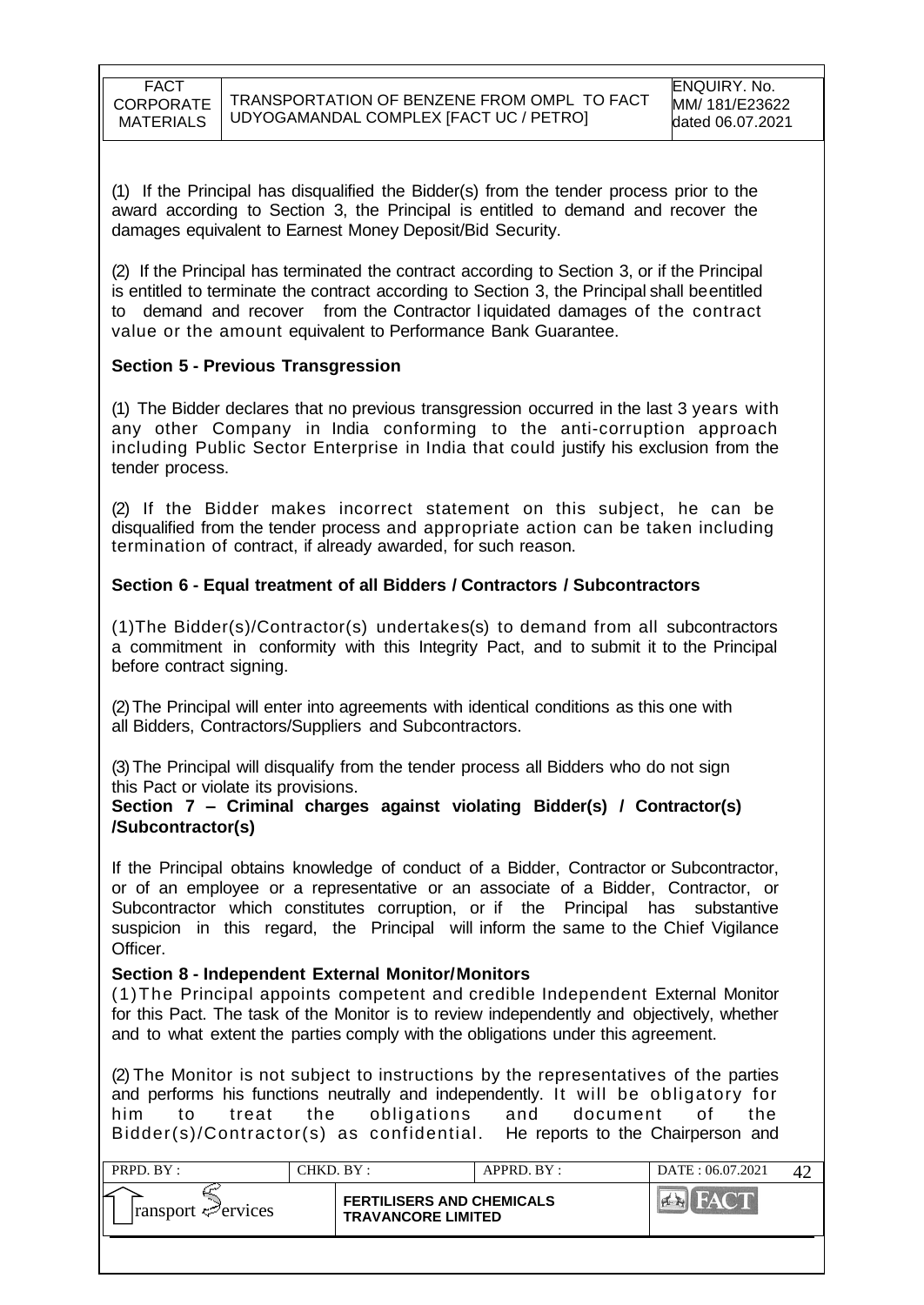(1) If the Principal has disqualified the Bidder(s) from the tender process prior to the award according to Section 3, the Principal is entitled to demand and recover the damages equivalent to Earnest Money Deposit/Bid Security.

(2) If the Principal has terminated the contract according to Section 3, or if the Principal is entitled to terminate the contract according to Section 3, the Principal shall beentitled to demand and recover from the Contractor liquidated damages of the contract value or the amount equivalent to Performance Bank Guarantee.

**Section 5 - Previous Transgression**

(1) The Bidder declares that no previous transgression occurred in the last 3 years with any other Company in India conforming to the anti-corruption approach including Public Sector Enterprise in India that could justify his exclusion from the tender process.

(2) If the Bidder makes incorrect statement on this subject, he can be disqualified from the tender process and appropriate action can be taken including termination of contract, if already awarded, for such reason.

**Section 6 - Equal treatment of all Bidders / Contractors / Subcontractors**

(1)The Bidder(s)/Contractor(s) undertakes(s) to demand from all subcontractors a commitment in conformity with this Integrity Pact, and to submit it to the Principal before contract signing.

(2) The Principal will enter into agreements with identical conditions as this one with all Bidders, Contractors/Suppliers and Subcontractors.

(3) The Principal will disqualify from the tender process all Bidders who do not sign this Pact or violate its provisions.

**Section 7 – Criminal charges against violating Bidder(s) / Contractor(s) /Subcontractor(s)**

If the Principal obtains knowledge of conduct of a Bidder, Contractor or Subcontractor, or of an employee or a representative or an associate of a Bidder, Contractor, or Subcontractor which constitutes corruption, or if the Principal has substantive suspicion in this regard, the Principal will inform the same to the Chief Vigilance Officer.

**Section 8 - Independent External Monitor/Monitors**

(1)The Principal appoints competent and credible Independent External Monitor for this Pact. The task of the Monitor is to review independently and objectively, whether and to what extent the parties comply with the obligations under this agreement.

(2) The Monitor is not subject to instructions by the representatives of the parties and performs his functions neutrally and independently. It will be obligatory for him to treat the obligations and document of the Bidder(s)/Contractor(s) as confidential. He reports to the Chairperson and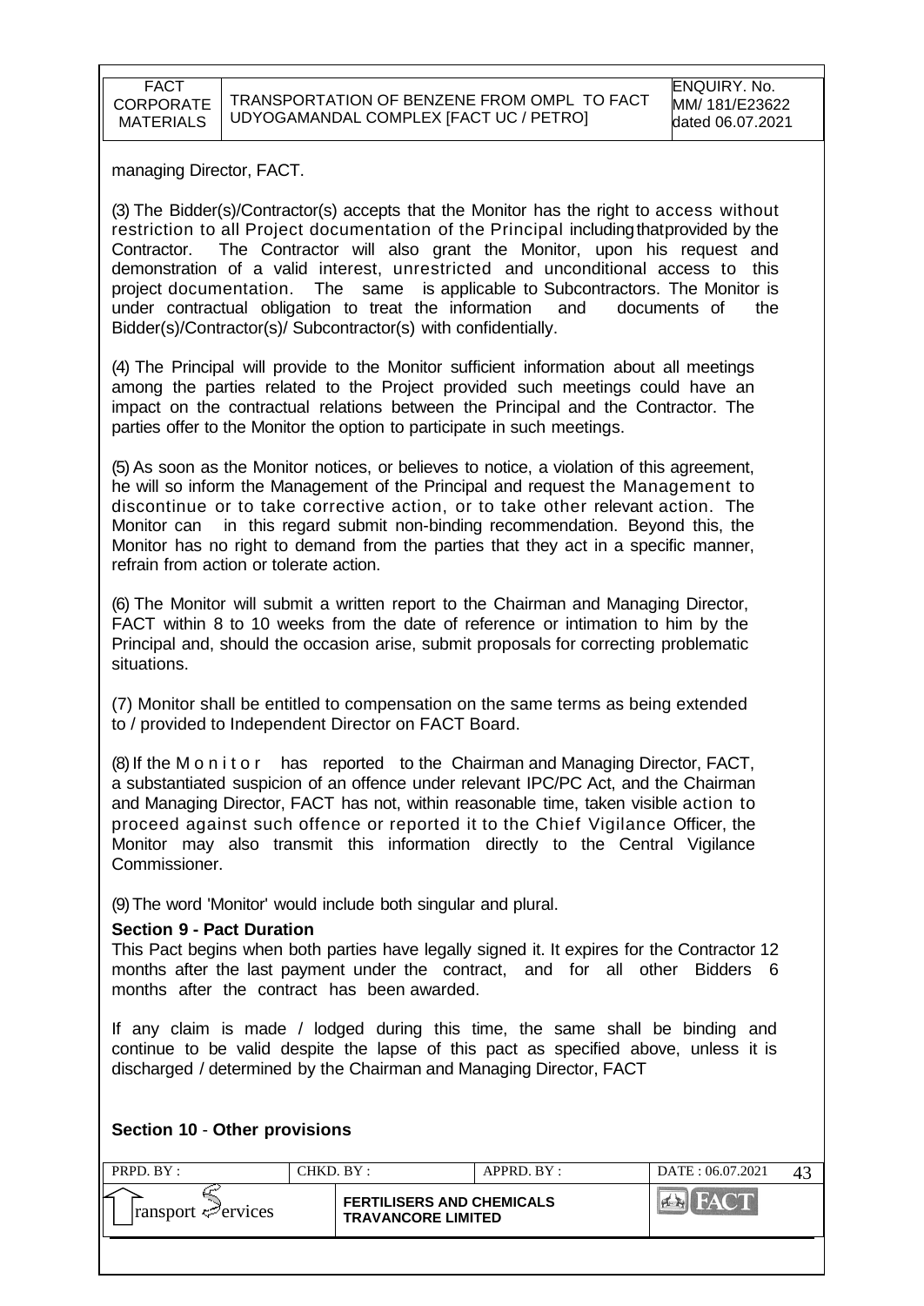managing Director, FACT.

(3) The Bidder(s)/Contractor(s) accepts that the Monitor has the right to access without restriction to all Project documentation of the Principal including that provided by the Contractor. The Contractor will also grant the Monitor, upon his request and demonstration of a valid interest, unrestricted and unconditional access to this project documentation. The same is applicable to Subcontractors. The Monitor is under contractual obligation to treat the information and documents of the Bidder(s)/Contractor(s)/ Subcontractor(s) with confidentially.

(4) The Principal will provide to the Monitor sufficient information about all meetings among the parties related to the Project provided such meetings could have an impact on the contractual relations between the Principal and the Contractor. The parties offer to the Monitor the option to participate in such meetings.

(5) As soon as the Monitor notices, or believes to notice, a violation of this agreement, he will so inform the Management of the Principal and request the Management to discontinue or to take corrective action, or to take other relevant action. The Monitor can in this regard submit non-binding recommendation. Beyond this, the Monitor has no right to demand from the parties that they act in a specific manner, refrain from action or tolerate action.

(6) The Monitor will submit a written report to the Chairman and Managing Director, FACT within 8 to 10 weeks from the date of reference or intimation to him by the Principal and, should the occasion arise, submit proposals for correcting problematic situations.

(7) Monitor shall be entitled to compensation on the same terms as being extended to / provided to Independent Director on FACT Board.

(8) If the Monitor has reported to the Chairman and Managing Director, FACT, a substantiated suspicion of an offence under relevant IPC/PC Act, and the Chairman and Managing Director, FACT has not, within reasonable time, taken visible action to proceed against such offence or reported it to the Chief Vigilance Officer, the Monitor may also transmit this information directly to the Central Vigilance Commissioner.

(9) The word 'Monitor' would include both singular and plural.

**Section 9 - Pact Duration**

This Pact begins when both parties have legally signed it. It expires for the Contractor 12 months after the last payment under the contract, and for all other Bidders 6 months after the contract has been awarded.

If any claim is made / lodged during this time, the same shall be binding and continue to be valid despite the lapse of this pact as specified above, unless it is discharged / determined by the Chairman and Managing Director, FACT

**Section 10 - Other provisions**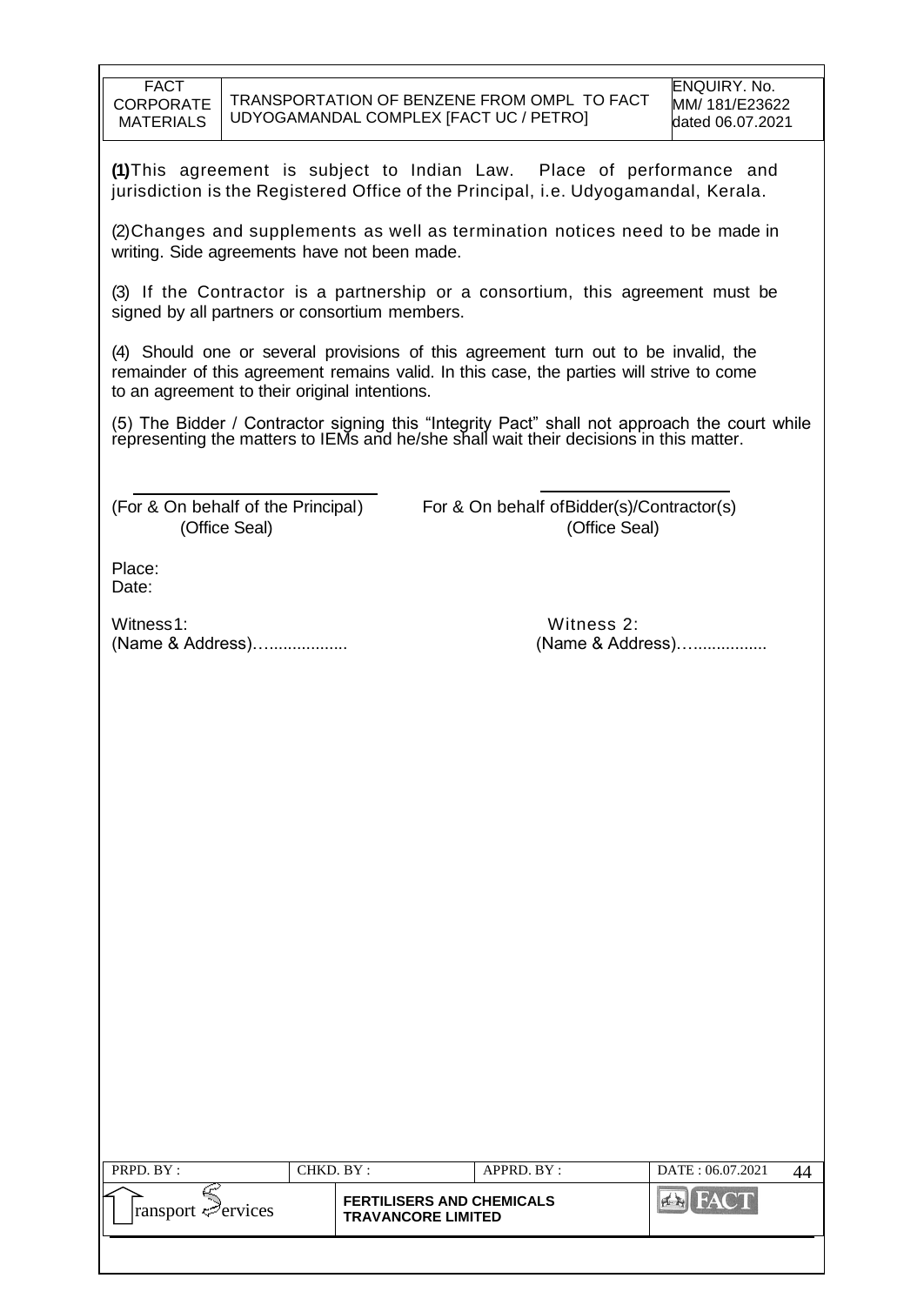(1) This agreement is subject to Indian Law. Place of performance and jurisdiction is the Registered Office of the Principal, i.e. Udyogamandal, Kerala.

(2) Changes and supplements as well as termination notices need to be made in writing. Side agreements have not been made.

(3) If the Contractor is a partnership or a consortium, this agreement must be signed by all partners or consortium members.

(4) Should one or several provisions of this agreement turn out to be invalid, the remainder of this agreement remains valid. In this case, the parties will strive to come to an agreement to their original intentions.

(5) The Bidder / Contractor signing this "Integrity Pact" shall not approach the court while representing the matters to IEMs and he/she shall wait their decisions in this matter.

| | |
|---|---|
| (For & On behalf of the Principal) | For & On behalf ofBidder(s)/Contractor(s) |
| (Office Seal) | (Office Seal) |

Place:
Date:

| | |
|---|---|
| Witness1: | Witness 2: |
| (Name & Address)…................ | (Name & Address)…................ |